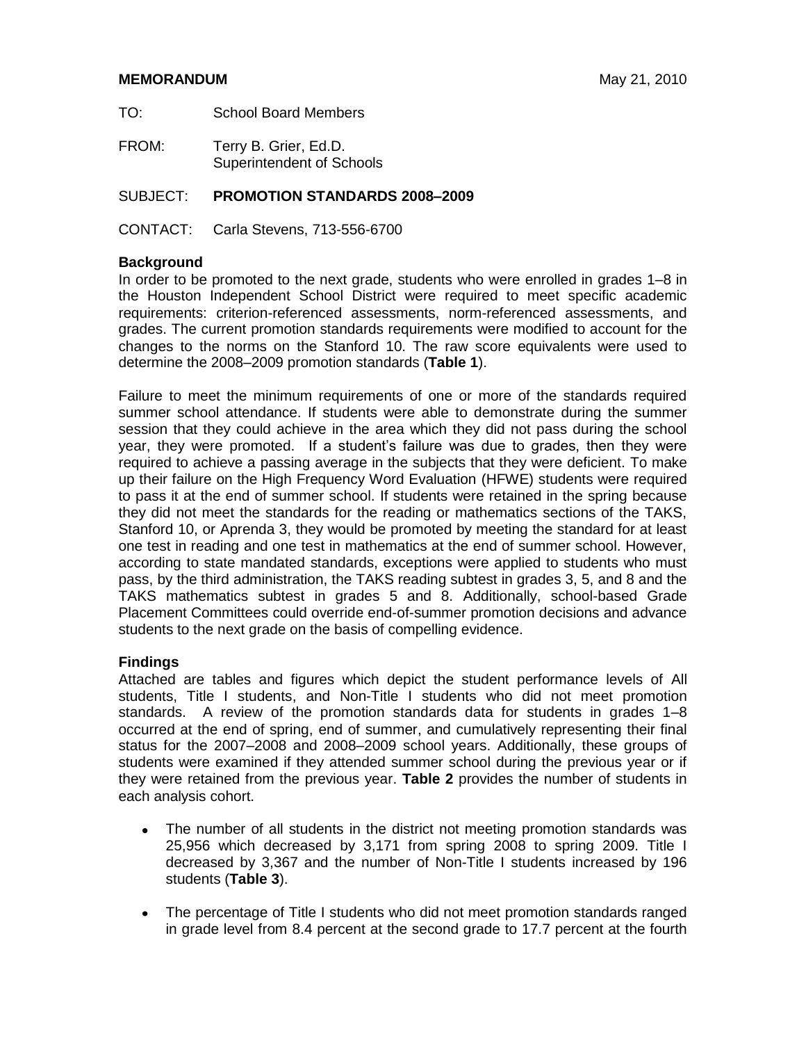**MEMORANDUM** May 21, 2010

TO: School Board Members

FROM: Terry B. Grier, Ed.D.
Superintendent of Schools

SUBJECT: **PROMOTION STANDARDS 2008–2009**

CONTACT: Carla Stevens, 713-556-6700

## Background

In order to be promoted to the next grade, students who were enrolled in grades 1–8 in the Houston Independent School District were required to meet specific academic requirements: criterion-referenced assessments, norm-referenced assessments, and grades. The current promotion standards requirements were modified to account for the changes to the norms on the Stanford 10. The raw score equivalents were used to determine the 2008–2009 promotion standards (**Table 1**).

Failure to meet the minimum requirements of one or more of the standards required summer school attendance. If students were able to demonstrate during the summer session that they could achieve in the area which they did not pass during the school year, they were promoted. If a student's failure was due to grades, then they were required to achieve a passing average in the subjects that they were deficient. To make up their failure on the High Frequency Word Evaluation (HFWE) students were required to pass it at the end of summer school. If students were retained in the spring because they did not meet the standards for the reading or mathematics sections of the TAKS, Stanford 10, or Aprenda 3, they would be promoted by meeting the standard for at least one test in reading and one test in mathematics at the end of summer school. However, according to state mandated standards, exceptions were applied to students who must pass, by the third administration, the TAKS reading subtest in grades 3, 5, and 8 and the TAKS mathematics subtest in grades 5 and 8. Additionally, school-based Grade Placement Committees could override end-of-summer promotion decisions and advance students to the next grade on the basis of compelling evidence.

## Findings

Attached are tables and figures which depict the student performance levels of All students, Title I students, and Non-Title I students who did not meet promotion standards. A review of the promotion standards data for students in grades 1–8 occurred at the end of spring, end of summer, and cumulatively representing their final status for the 2007–2008 and 2008–2009 school years. Additionally, these groups of students were examined if they attended summer school during the previous year or if they were retained from the previous year. **Table 2** provides the number of students in each analysis cohort.

- The number of all students in the district not meeting promotion standards was 25,956 which decreased by 3,171 from spring 2008 to spring 2009. Title I decreased by 3,367 and the number of Non-Title I students increased by 196 students (**Table 3**).
- The percentage of Title I students who did not meet promotion standards ranged in grade level from 8.4 percent at the second grade to 17.7 percent at the fourth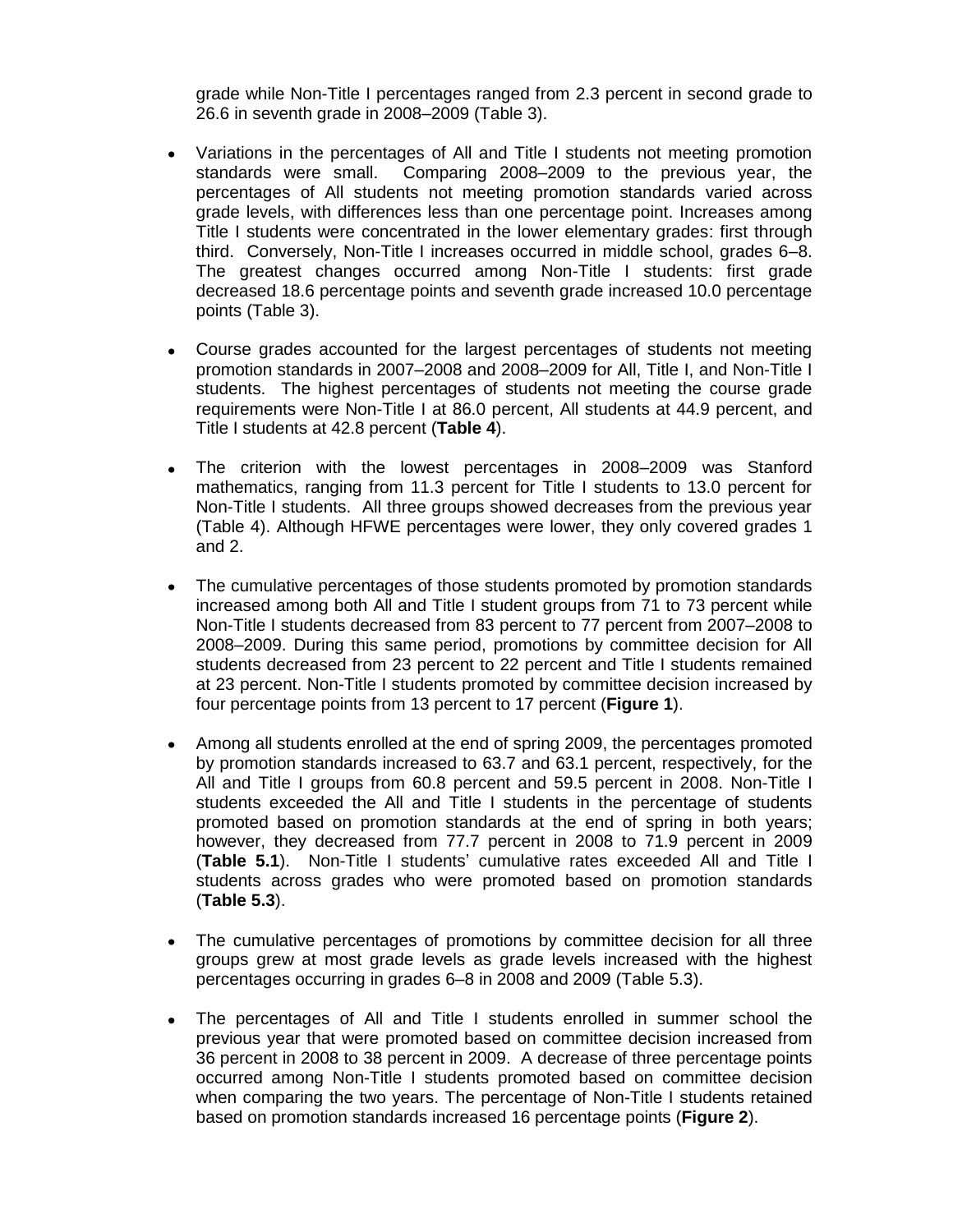grade while Non-Title I percentages ranged from 2.3 percent in second grade to 26.6 in seventh grade in 2008–2009 (Table 3).

- Variations in the percentages of All and Title I students not meeting promotion standards were small. Comparing 2008–2009 to the previous year, the percentages of All students not meeting promotion standards varied across grade levels, with differences less than one percentage point. Increases among Title I students were concentrated in the lower elementary grades: first through third. Conversely, Non-Title I increases occurred in middle school, grades 6–8. The greatest changes occurred among Non-Title I students: first grade decreased 18.6 percentage points and seventh grade increased 10.0 percentage points (Table 3).

- Course grades accounted for the largest percentages of students not meeting promotion standards in 2007–2008 and 2008–2009 for All, Title I, and Non-Title I students. The highest percentages of students not meeting the course grade requirements were Non-Title I at 86.0 percent, All students at 44.9 percent, and Title I students at 42.8 percent (**Table 4**).

- The criterion with the lowest percentages in 2008–2009 was Stanford mathematics, ranging from 11.3 percent for Title I students to 13.0 percent for Non-Title I students. All three groups showed decreases from the previous year (Table 4). Although HFWE percentages were lower, they only covered grades 1 and 2.

- The cumulative percentages of those students promoted by promotion standards increased among both All and Title I student groups from 71 to 73 percent while Non-Title I students decreased from 83 percent to 77 percent from 2007–2008 to 2008–2009. During this same period, promotions by committee decision for All students decreased from 23 percent to 22 percent and Title I students remained at 23 percent. Non-Title I students promoted by committee decision increased by four percentage points from 13 percent to 17 percent (**Figure 1**).

- Among all students enrolled at the end of spring 2009, the percentages promoted by promotion standards increased to 63.7 and 63.1 percent, respectively, for the All and Title I groups from 60.8 percent and 59.5 percent in 2008. Non-Title I students exceeded the All and Title I students in the percentage of students promoted based on promotion standards at the end of spring in both years; however, they decreased from 77.7 percent in 2008 to 71.9 percent in 2009 (**Table 5.1**). Non-Title I students' cumulative rates exceeded All and Title I students across grades who were promoted based on promotion standards (**Table 5.3**).

- The cumulative percentages of promotions by committee decision for all three groups grew at most grade levels as grade levels increased with the highest percentages occurring in grades 6–8 in 2008 and 2009 (Table 5.3).

- The percentages of All and Title I students enrolled in summer school the previous year that were promoted based on committee decision increased from 36 percent in 2008 to 38 percent in 2009. A decrease of three percentage points occurred among Non-Title I students promoted based on committee decision when comparing the two years. The percentage of Non-Title I students retained based on promotion standards increased 16 percentage points (**Figure 2**).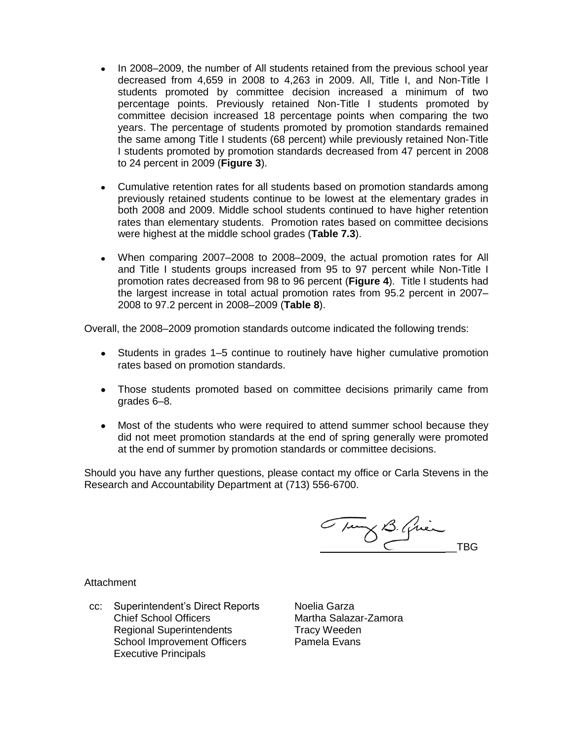- In 2008–2009, the number of All students retained from the previous school year decreased from 4,659 in 2008 to 4,263 in 2009. All, Title I, and Non-Title I students promoted by committee decision increased a minimum of two percentage points. Previously retained Non-Title I students promoted by committee decision increased 18 percentage points when comparing the two years. The percentage of students promoted by promotion standards remained the same among Title I students (68 percent) while previously retained Non-Title I students promoted by promotion standards decreased from 47 percent in 2008 to 24 percent in 2009 (**Figure 3**).

- Cumulative retention rates for all students based on promotion standards among previously retained students continue to be lowest at the elementary grades in both 2008 and 2009. Middle school students continued to have higher retention rates than elementary students. Promotion rates based on committee decisions were highest at the middle school grades (**Table 7.3**).

- When comparing 2007–2008 to 2008–2009, the actual promotion rates for All and Title I students groups increased from 95 to 97 percent while Non-Title I promotion rates decreased from 98 to 96 percent (**Figure 4**). Title I students had the largest increase in total actual promotion rates from 95.2 percent in 2007–2008 to 97.2 percent in 2008–2009 (**Table 8**).

Overall, the 2008–2009 promotion standards outcome indicated the following trends:

- Students in grades 1–5 continue to routinely have higher cumulative promotion rates based on promotion standards.

- Those students promoted based on committee decisions primarily came from grades 6–8.

- Most of the students who were required to attend summer school because they did not meet promotion standards at the end of spring generally were promoted at the end of summer by promotion standards or committee decisions.

Should you have any further questions, please contact my office or Carla Stevens in the Research and Accountability Department at (713) 556-6700.

TBG

Attachment

cc: Superintendent's Direct Reports
Chief School Officers
Regional Superintendents
School Improvement Officers
Executive Principals

Noelia Garza
Martha Salazar-Zamora
Tracy Weeden
Pamela Evans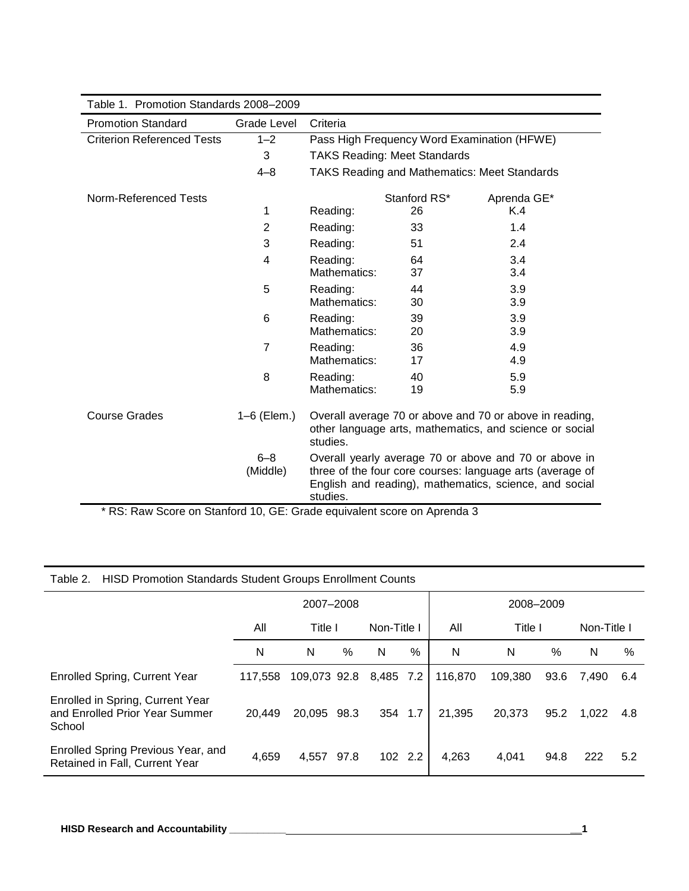Table 1. Promotion Standards 2008–2009

| Promotion Standard | Grade Level | Criteria | | |
|---|---|---|---|---|
| Criterion Referenced Tests | 1–2 | Pass High Frequency Word Examination (HFWE) | | |
| | 3 | TAKS Reading: Meet Standards | | |
| | 4–8 | TAKS Reading and Mathematics: Meet Standards | | |
| Norm-Referenced Tests | | | Stanford RS* | Aprenda GE* |
| | 1 | Reading: | 26 | K.4 |
| | 2 | Reading: | 33 | 1.4 |
| | 3 | Reading: | 51 | 2.4 |
| | 4 | Reading: | 64 | 3.4 |
| | | Mathematics: | 37 | 3.4 |
| | 5 | Reading: | 44 | 3.9 |
| | | Mathematics: | 30 | 3.9 |
| | 6 | Reading: | 39 | 3.9 |
| | | Mathematics: | 20 | 3.9 |
| | 7 | Reading: | 36 | 4.9 |
| | | Mathematics: | 17 | 4.9 |
| | 8 | Reading: | 40 | 5.9 |
| | | Mathematics: | 19 | 5.9 |
| Course Grades | 1–6 (Elem.) | Overall average 70 or above and 70 or above in reading, other language arts, mathematics, and science or social studies. | | |
| | 6–8 (Middle) | Overall yearly average 70 or above and 70 or above in three of the four core courses: language arts (average of English and reading), mathematics, science, and social studies. | | |

* RS: Raw Score on Stanford 10, GE: Grade equivalent score on Aprenda 3

Table 2. HISD Promotion Standards Student Groups Enrollment Counts

| | 2007–2008 | | | | | 2008–2009 | | | | |
|---|---|---|---|---|---|---|---|---|---|---|
| | All | Title I | | Non-Title I | | All | Title I | | Non-Title I | |
| | N | N | % | N | % | N | N | % | N | % |
| Enrolled Spring, Current Year | 117,558 | 109,073 | 92.8 | 8,485 | 7.2 | 116,870 | 109,380 | 93.6 | 7,490 | 6.4 |
| Enrolled in Spring, Current Year and Enrolled Prior Year Summer School | 20,449 | 20,095 | 98.3 | 354 | 1.7 | 21,395 | 20,373 | 95.2 | 1,022 | 4.8 |
| Enrolled Spring Previous Year, and Retained in Fall, Current Year | 4,659 | 4,557 | 97.8 | 102 | 2.2 | 4,263 | 4,041 | 94.8 | 222 | 5.2 |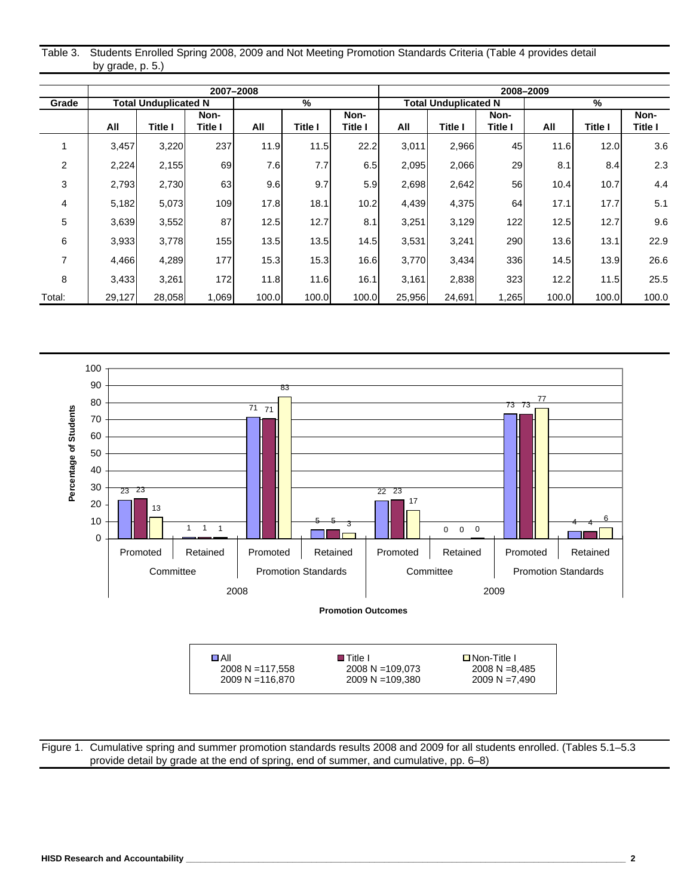Table 3. Students Enrolled Spring 2008, 2009 and Not Meeting Promotion Standards Criteria (Table 4 provides detail by grade, p. 5.)

| | 2007–2008 | | | | | | 2008–2009 | | | | | |
|---|---|---|---|---|---|---|---|---|---|---|---|---|
| Grade | Total Unduplicated N | | | % | | | Total Unduplicated N | | | % | | |
| | All | Title I | Non-Title I | All | Title I | Non-Title I | All | Title I | Non-Title I | All | Title I | Non-Title I |
| 1 | 3,457 | 3,220 | 237 | 11.9 | 11.5 | 22.2 | 3,011 | 2,966 | 45 | 11.6 | 12.0 | 3.6 |
| 2 | 2,224 | 2,155 | 69 | 7.6 | 7.7 | 6.5 | 2,095 | 2,066 | 29 | 8.1 | 8.4 | 2.3 |
| 3 | 2,793 | 2,730 | 63 | 9.6 | 9.7 | 5.9 | 2,698 | 2,642 | 56 | 10.4 | 10.7 | 4.4 |
| 4 | 5,182 | 5,073 | 109 | 17.8 | 18.1 | 10.2 | 4,439 | 4,375 | 64 | 17.1 | 17.7 | 5.1 |
| 5 | 3,639 | 3,552 | 87 | 12.5 | 12.7 | 8.1 | 3,251 | 3,129 | 122 | 12.5 | 12.7 | 9.6 |
| 6 | 3,933 | 3,778 | 155 | 13.5 | 13.5 | 14.5 | 3,531 | 3,241 | 290 | 13.6 | 13.1 | 22.9 |
| 7 | 4,466 | 4,289 | 177 | 15.3 | 15.3 | 16.6 | 3,770 | 3,434 | 336 | 14.5 | 13.9 | 26.6 |
| 8 | 3,433 | 3,261 | 172 | 11.8 | 11.6 | 16.1 | 3,161 | 2,838 | 323 | 12.2 | 11.5 | 25.5 |
| Total: | 29,127 | 28,058 | 1,069 | 100.0 | 100.0 | 100.0 | 25,956 | 24,691 | 1,265 | 100.0 | 100.0 | 100.0 |

| Year | Decision | Outcome | All (%) | Title I (%) | Non-Title I (%) |
|---|---|---|---|---|---|
| 2008 | Committee | Promoted | 23 | 23 | 13 |
| 2008 | Committee | Retained | 1 | 1 | 1 |
| 2008 | Promotion Standards | Promoted | 71 | 71 | 83 |
| 2008 | Promotion Standards | Retained | 5 | 5 | 3 |
| 2009 | Committee | Promoted | 22 | 23 | 17 |
| 2009 | Committee | Retained | 0 | 0 | 0 |
| 2009 | Promotion Standards | Promoted | 73 | 73 | 77 |
| 2009 | Promotion Standards | Retained | 4 | 4 | 6 |

All: 2008 N =117,558; 2009 N =116,870
Title I: 2008 N =109,073; 2009 N =109,380
Non-Title I: 2008 N =8,485; 2009 N =7,490

Figure 1. Cumulative spring and summer promotion standards results 2008 and 2009 for all students enrolled. (Tables 5.1–5.3 provide detail by grade at the end of spring, end of summer, and cumulative, pp. 6–8)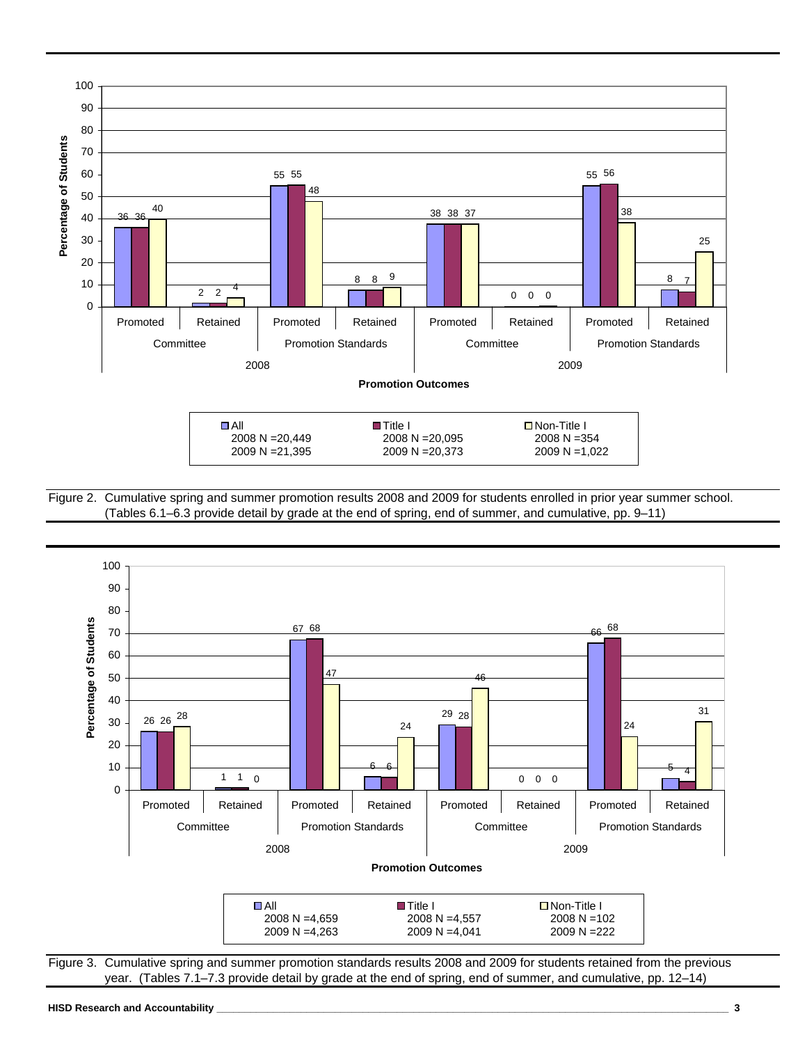| Year | Outcome Type | Outcome | All | Title I | Non-Title I |
|---|---|---|---|---|---|
| 2008 | Committee | Promoted | 36 | 36 | 40 |
| 2008 | Committee | Retained | 2 | 2 | 4 |
| 2008 | Promotion Standards | Promoted | 55 | 55 | 48 |
| 2008 | Promotion Standards | Retained | 8 | 8 | 9 |
| 2009 | Committee | Promoted | 38 | 38 | 37 |
| 2009 | Committee | Retained | 0 | 0 | 0 |
| 2009 | Promotion Standards | Promoted | 55 | 56 | 38 |
| 2009 | Promotion Standards | Retained | 8 | 7 | 25 |

All: 2008 N =20,449; 2009 N =21,395
Title I: 2008 N =20,095; 2009 N =20,373
Non-Title I: 2008 N =354; 2009 N =1,022

Figure 2. Cumulative spring and summer promotion results 2008 and 2009 for students enrolled in prior year summer school. (Tables 6.1–6.3 provide detail by grade at the end of spring, end of summer, and cumulative, pp. 9–11)

| Year | Outcome Type | Outcome | All | Title I | Non-Title I |
|---|---|---|---|---|---|
| 2008 | Committee | Promoted | 26 | 26 | 28 |
| 2008 | Committee | Retained | 1 | 1 | 0 |
| 2008 | Promotion Standards | Promoted | 67 | 68 | 47 |
| 2008 | Promotion Standards | Retained | 6 | 6 | 24 |
| 2009 | Committee | Promoted | 29 | 28 | 46 |
| 2009 | Committee | Retained | 0 | 0 | 0 |
| 2009 | Promotion Standards | Promoted | 66 | 68 | 24 |
| 2009 | Promotion Standards | Retained | 5 | 4 | 31 |

All: 2008 N =4,659; 2009 N =4,263
Title I: 2008 N =4,557; 2009 N =4,041
Non-Title I: 2008 N =102; 2009 N =222

Figure 3. Cumulative spring and summer promotion standards results 2008 and 2009 for students retained from the previous year. (Tables 7.1–7.3 provide detail by grade at the end of spring, end of summer, and cumulative, pp. 12–14)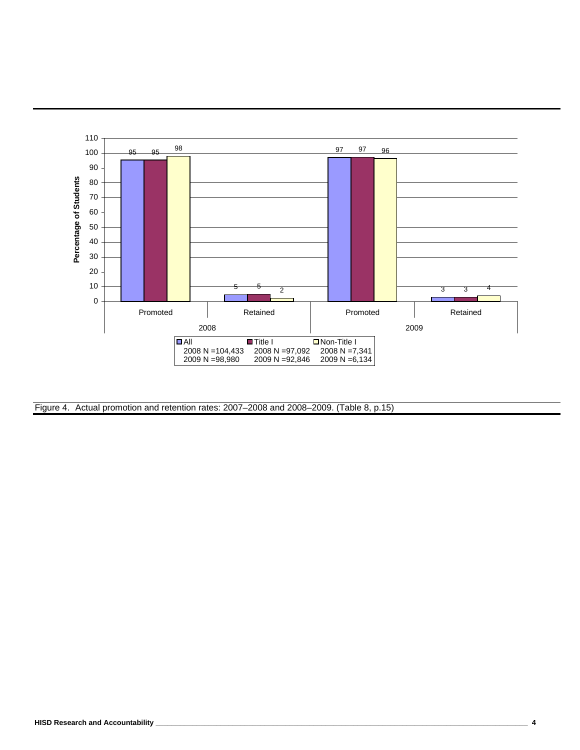Figure 4. Actual promotion and retention rates: 2007–2008 and 2008–2009. (Table 8, p.15)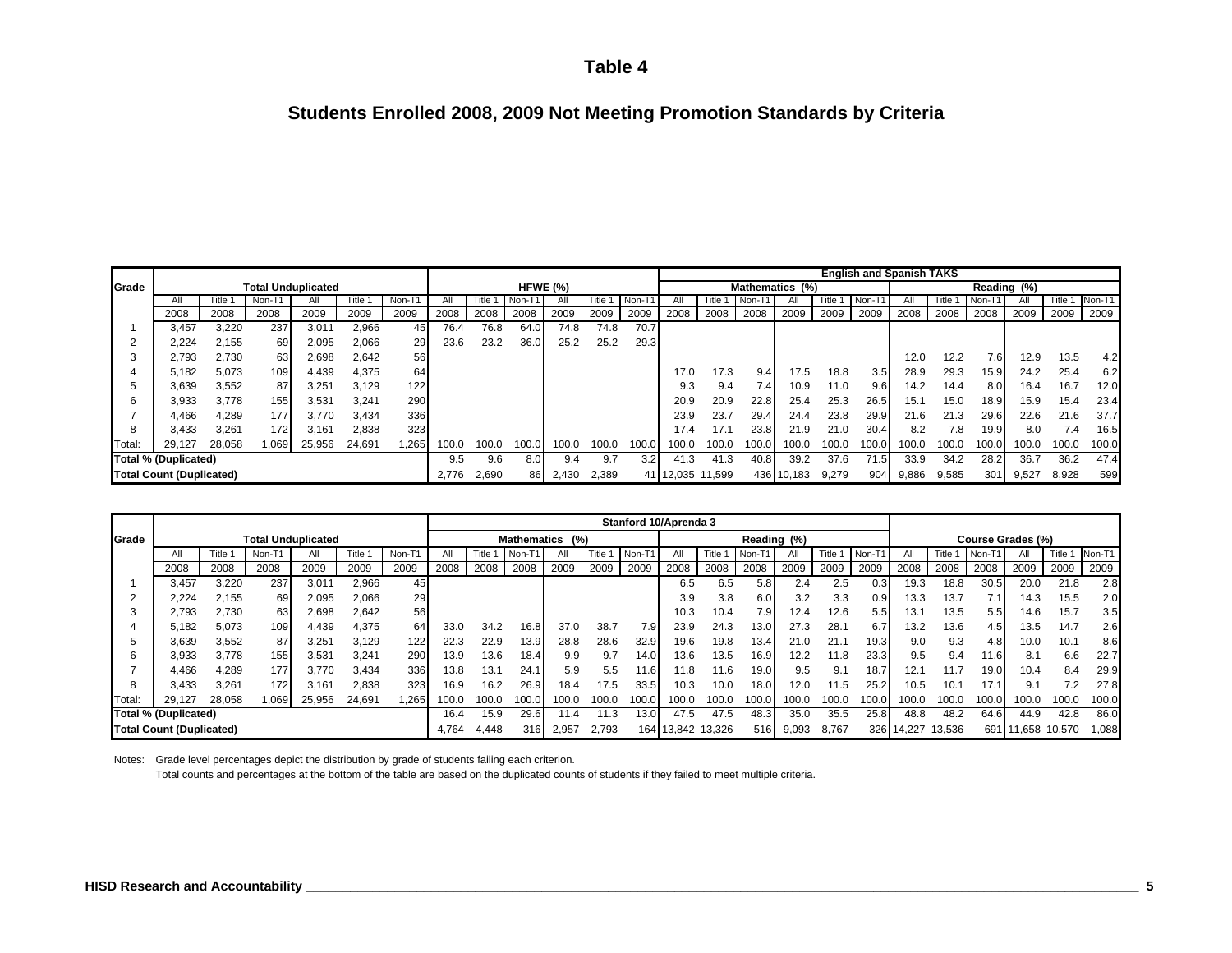# Table 4

## Students Enrolled 2008, 2009 Not Meeting Promotion Standards by Criteria

| Grade | Total Unduplicated | | | | | | HFWE (%) | | | | | | English and Spanish TAKS: Mathematics (%) | | | | | | English and Spanish TAKS: Reading (%) | | | | | |
|---|---|---|---|---|---|---|---|---|---|---|---|---|---|---|---|---|---|---|---|---|---|---|---|---|
| | All | Title 1 | Non-T1 | All | Title 1 | Non-T1 | All | Title 1 | Non-T1 | All | Title 1 | Non-T1 | All | Title 1 | Non-T1 | All | Title 1 | Non-T1 | All | Title 1 | Non-T1 | All | Title 1 | Non-T1 |
| | 2008 | 2008 | 2008 | 2009 | 2009 | 2009 | 2008 | 2008 | 2008 | 2009 | 2009 | 2009 | 2008 | 2008 | 2008 | 2009 | 2009 | 2009 | 2008 | 2008 | 2008 | 2009 | 2009 | 2009 |
| 1 | 3,457 | 3,220 | 237 | 3,011 | 2,966 | 45 | 76.4 | 76.8 | 64.0 | 74.8 | 74.8 | 70.7 | | | | | | | | | | | | |
| 2 | 2,224 | 2,155 | 69 | 2,095 | 2,066 | 29 | 23.6 | 23.2 | 36.0 | 25.2 | 25.2 | 29.3 | | | | | | | | | | | | |
| 3 | 2,793 | 2,730 | 63 | 2,698 | 2,642 | 56 | | | | | | | | | | | | | 12.0 | 12.2 | 7.6 | 12.9 | 13.5 | 4.2 |
| 4 | 5,182 | 5,073 | 109 | 4,439 | 4,375 | 64 | | | | | | | 17.0 | 17.3 | 9.4 | 17.5 | 18.8 | 3.5 | 28.9 | 29.3 | 15.9 | 24.2 | 25.4 | 6.2 |
| 5 | 3,639 | 3,552 | 87 | 3,251 | 3,129 | 122 | | | | | | | 9.3 | 9.4 | 7.4 | 10.9 | 11.0 | 9.6 | 14.2 | 14.4 | 8.0 | 16.4 | 16.7 | 12.0 |
| 6 | 3,933 | 3,778 | 155 | 3,531 | 3,241 | 290 | | | | | | | 20.9 | 20.9 | 22.8 | 25.4 | 25.3 | 26.5 | 15.1 | 15.0 | 18.9 | 15.9 | 15.4 | 23.4 |
| 7 | 4,466 | 4,289 | 177 | 3,770 | 3,434 | 336 | | | | | | | 23.9 | 23.7 | 29.4 | 24.4 | 23.8 | 29.9 | 21.6 | 21.3 | 29.6 | 22.6 | 21.6 | 37.7 |
| 8 | 3,433 | 3,261 | 172 | 3,161 | 2,838 | 323 | | | | | | | 17.4 | 17.1 | 23.8 | 21.9 | 21.0 | 30.4 | 8.2 | 7.8 | 19.9 | 8.0 | 7.4 | 16.5 |
| Total: | 29,127 | 28,058 | 1,069 | 25,956 | 24,691 | 1,265 | 100.0 | 100.0 | 100.0 | 100.0 | 100.0 | 100.0 | 100.0 | 100.0 | 100.0 | 100.0 | 100.0 | 100.0 | 100.0 | 100.0 | 100.0 | 100.0 | 100.0 | 100.0 |
| Total % (Duplicated) | | | | | | | 9.5 | 9.6 | 8.0 | 9.4 | 9.7 | 3.2 | 41.3 | 41.3 | 40.8 | 39.2 | 37.6 | 71.5 | 33.9 | 34.2 | 28.2 | 36.7 | 36.2 | 47.4 |
| Total Count (Duplicated) | | | | | | | 2,776 | 2,690 | 86 | 2,430 | 2,389 | 41 | 12,035 | 11,599 | 436 | 10,183 | 9,279 | 904 | 9,886 | 9,585 | 301 | 9,527 | 8,928 | 599 |

| Grade | Total Unduplicated | | | | | | Stanford 10/Aprenda 3: Mathematics (%) | | | | | | Stanford 10/Aprenda 3: Reading (%) | | | | | | Course Grades (%) | | | | | |
|---|---|---|---|---|---|---|---|---|---|---|---|---|---|---|---|---|---|---|---|---|---|---|---|---|
| | All | Title 1 | Non-T1 | All | Title 1 | Non-T1 | All | Title 1 | Non-T1 | All | Title 1 | Non-T1 | All | Title 1 | Non-T1 | All | Title 1 | Non-T1 | All | Title 1 | Non-T1 | All | Title 1 | Non-T1 |
| | 2008 | 2008 | 2008 | 2009 | 2009 | 2009 | 2008 | 2008 | 2008 | 2009 | 2009 | 2009 | 2008 | 2008 | 2008 | 2009 | 2009 | 2009 | 2008 | 2008 | 2008 | 2009 | 2009 | 2009 |
| 1 | 3,457 | 3,220 | 237 | 3,011 | 2,966 | 45 | | | | | | | 6.5 | 6.5 | 5.8 | 2.4 | 2.5 | 0.3 | 19.3 | 18.8 | 30.5 | 20.0 | 21.8 | 2.8 |
| 2 | 2,224 | 2,155 | 69 | 2,095 | 2,066 | 29 | | | | | | | 3.9 | 3.8 | 6.0 | 3.2 | 3.3 | 0.9 | 13.3 | 13.7 | 7.1 | 14.3 | 15.5 | 2.0 |
| 3 | 2,793 | 2,730 | 63 | 2,698 | 2,642 | 56 | | | | | | | 10.3 | 10.4 | 7.9 | 12.4 | 12.6 | 5.5 | 13.1 | 13.5 | 5.5 | 14.6 | 15.7 | 3.5 |
| 4 | 5,182 | 5,073 | 109 | 4,439 | 4,375 | 64 | 33.0 | 34.2 | 16.8 | 37.0 | 38.7 | 7.9 | 23.9 | 24.3 | 13.0 | 27.3 | 28.1 | 6.7 | 13.2 | 13.6 | 4.5 | 13.5 | 14.7 | 2.6 |
| 5 | 3,639 | 3,552 | 87 | 3,251 | 3,129 | 122 | 22.3 | 22.9 | 13.9 | 28.8 | 28.6 | 32.9 | 19.6 | 19.8 | 13.4 | 21.0 | 21.1 | 19.3 | 9.0 | 9.3 | 4.8 | 10.0 | 10.1 | 8.6 |
| 6 | 3,933 | 3,778 | 155 | 3,531 | 3,241 | 290 | 13.9 | 13.6 | 18.4 | 9.9 | 9.7 | 14.0 | 13.6 | 13.5 | 16.9 | 12.2 | 11.8 | 23.3 | 9.5 | 9.4 | 11.6 | 8.1 | 6.6 | 22.7 |
| 7 | 4,466 | 4,289 | 177 | 3,770 | 3,434 | 336 | 13.8 | 13.1 | 24.1 | 5.9 | 5.5 | 11.6 | 11.8 | 11.6 | 19.0 | 9.5 | 9.1 | 18.7 | 12.1 | 11.7 | 19.0 | 10.4 | 8.4 | 29.9 |
| 8 | 3,433 | 3,261 | 172 | 3,161 | 2,838 | 323 | 16.9 | 16.2 | 26.9 | 18.4 | 17.5 | 33.5 | 10.3 | 10.0 | 18.0 | 12.0 | 11.5 | 25.2 | 10.5 | 10.1 | 17.1 | 9.1 | 7.2 | 27.8 |
| Total: | 29,127 | 28,058 | 1,069 | 25,956 | 24,691 | 1,265 | 100.0 | 100.0 | 100.0 | 100.0 | 100.0 | 100.0 | 100.0 | 100.0 | 100.0 | 100.0 | 100.0 | 100.0 | 100.0 | 100.0 | 100.0 | 100.0 | 100.0 | 100.0 |
| Total % (Duplicated) | | | | | | | 16.4 | 15.9 | 29.6 | 11.4 | 11.3 | 13.0 | 47.5 | 47.5 | 48.3 | 35.0 | 35.5 | 25.8 | 48.8 | 48.2 | 64.6 | 44.9 | 42.8 | 86.0 |
| Total Count (Duplicated) | | | | | | | 4,764 | 4,448 | 316 | 2,957 | 2,793 | 164 | 13,842 | 13,326 | 516 | 9,093 | 8,767 | 326 | 14,227 | 13,536 | 691 | 11,658 | 10,570 | 1,088 |

Notes: Grade level percentages depict the distribution by grade of students failing each criterion.
Total counts and percentages at the bottom of the table are based on the duplicated counts of students if they failed to meet multiple criteria.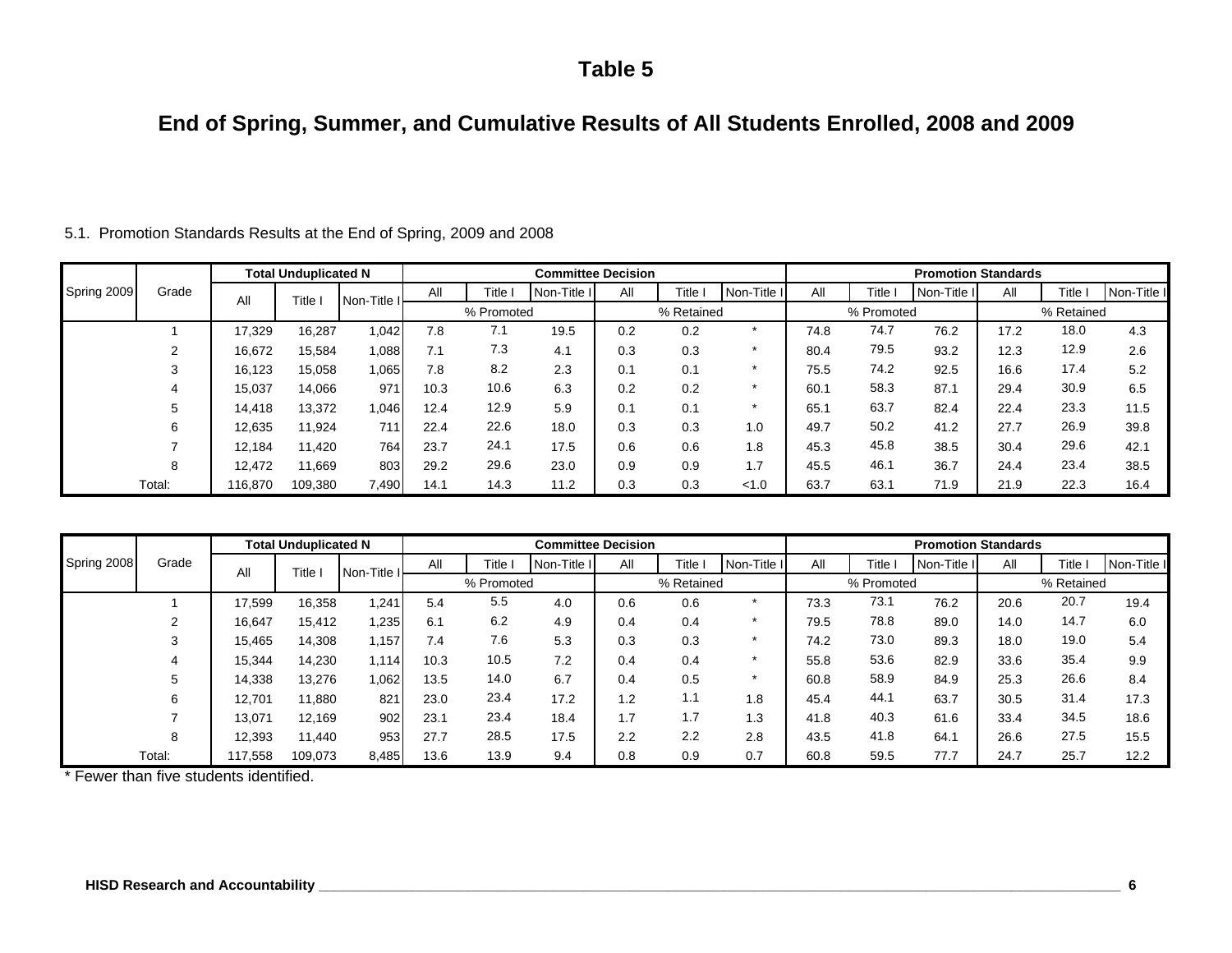# Table 5

## End of Spring, Summer, and Cumulative Results of All Students Enrolled, 2008 and 2009

5.1. Promotion Standards Results at the End of Spring, 2009 and 2008

| Spring 2009 | Grade | Total Unduplicated N | | | Committee Decision | | | | | | Promotion Standards | | | | | |
|---|---|---|---|---|---|---|---|---|---|---|---|---|---|---|---|---|
| | | All | Title I | Non-Title I | All | Title I | Non-Title I | All | Title I | Non-Title I | All | Title I | Non-Title I | All | Title I | Non-Title I |
| | | | | | % Promoted | | | % Retained | | | % Promoted | | | % Retained | | |
| | 1 | 17,329 | 16,287 | 1,042 | 7.8 | 7.1 | 19.5 | 0.2 | 0.2 | * | 74.8 | 74.7 | 76.2 | 17.2 | 18.0 | 4.3 |
| | 2 | 16,672 | 15,584 | 1,088 | 7.1 | 7.3 | 4.1 | 0.3 | 0.3 | * | 80.4 | 79.5 | 93.2 | 12.3 | 12.9 | 2.6 |
| | 3 | 16,123 | 15,058 | 1,065 | 7.8 | 8.2 | 2.3 | 0.1 | 0.1 | * | 75.5 | 74.2 | 92.5 | 16.6 | 17.4 | 5.2 |
| | 4 | 15,037 | 14,066 | 971 | 10.3 | 10.6 | 6.3 | 0.2 | 0.2 | * | 60.1 | 58.3 | 87.1 | 29.4 | 30.9 | 6.5 |
| | 5 | 14,418 | 13,372 | 1,046 | 12.4 | 12.9 | 5.9 | 0.1 | 0.1 | * | 65.1 | 63.7 | 82.4 | 22.4 | 23.3 | 11.5 |
| | 6 | 12,635 | 11,924 | 711 | 22.4 | 22.6 | 18.0 | 0.3 | 0.3 | 1.0 | 49.7 | 50.2 | 41.2 | 27.7 | 26.9 | 39.8 |
| | 7 | 12,184 | 11,420 | 764 | 23.7 | 24.1 | 17.5 | 0.6 | 0.6 | 1.8 | 45.3 | 45.8 | 38.5 | 30.4 | 29.6 | 42.1 |
| | 8 | 12,472 | 11,669 | 803 | 29.2 | 29.6 | 23.0 | 0.9 | 0.9 | 1.7 | 45.5 | 46.1 | 36.7 | 24.4 | 23.4 | 38.5 |
| Total: | | 116,870 | 109,380 | 7,490 | 14.1 | 14.3 | 11.2 | 0.3 | 0.3 | <1.0 | 63.7 | 63.1 | 71.9 | 21.9 | 22.3 | 16.4 |

| Spring 2008 | Grade | Total Unduplicated N | | | Committee Decision | | | | | | Promotion Standards | | | | | |
|---|---|---|---|---|---|---|---|---|---|---|---|---|---|---|---|---|
| | | All | Title I | Non-Title I | All | Title I | Non-Title I | All | Title I | Non-Title I | All | Title I | Non-Title I | All | Title I | Non-Title I |
| | | | | | % Promoted | | | % Retained | | | % Promoted | | | % Retained | | |
| | 1 | 17,599 | 16,358 | 1,241 | 5.4 | 5.5 | 4.0 | 0.6 | 0.6 | * | 73.3 | 73.1 | 76.2 | 20.6 | 20.7 | 19.4 |
| | 2 | 16,647 | 15,412 | 1,235 | 6.1 | 6.2 | 4.9 | 0.4 | 0.4 | * | 79.5 | 78.8 | 89.0 | 14.0 | 14.7 | 6.0 |
| | 3 | 15,465 | 14,308 | 1,157 | 7.4 | 7.6 | 5.3 | 0.3 | 0.3 | * | 74.2 | 73.0 | 89.3 | 18.0 | 19.0 | 5.4 |
| | 4 | 15,344 | 14,230 | 1,114 | 10.3 | 10.5 | 7.2 | 0.4 | 0.4 | * | 55.8 | 53.6 | 82.9 | 33.6 | 35.4 | 9.9 |
| | 5 | 14,338 | 13,276 | 1,062 | 13.5 | 14.0 | 6.7 | 0.4 | 0.5 | * | 60.8 | 58.9 | 84.9 | 25.3 | 26.6 | 8.4 |
| | 6 | 12,701 | 11,880 | 821 | 23.0 | 23.4 | 17.2 | 1.2 | 1.1 | 1.8 | 45.4 | 44.1 | 63.7 | 30.5 | 31.4 | 17.3 |
| | 7 | 13,071 | 12,169 | 902 | 23.1 | 23.4 | 18.4 | 1.7 | 1.7 | 1.3 | 41.8 | 40.3 | 61.6 | 33.4 | 34.5 | 18.6 |
| | 8 | 12,393 | 11,440 | 953 | 27.7 | 28.5 | 17.5 | 2.2 | 2.2 | 2.8 | 43.5 | 41.8 | 64.1 | 26.6 | 27.5 | 15.5 |
| Total: | | 117,558 | 109,073 | 8,485 | 13.6 | 13.9 | 9.4 | 0.8 | 0.9 | 0.7 | 60.8 | 59.5 | 77.7 | 24.7 | 25.7 | 12.2 |

* Fewer than five students identified.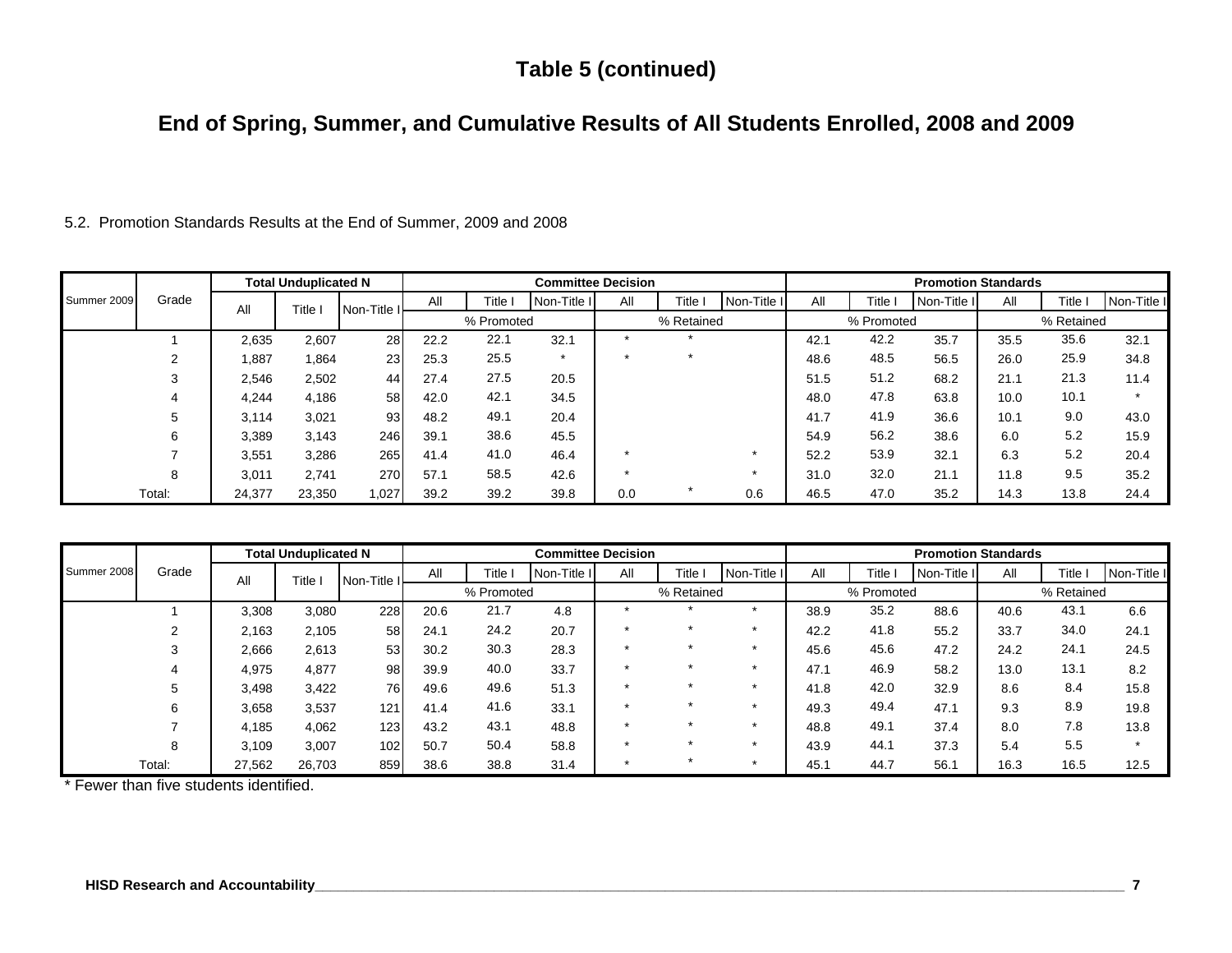# Table 5 (continued)

## End of Spring, Summer, and Cumulative Results of All Students Enrolled, 2008 and 2009

5.2. Promotion Standards Results at the End of Summer, 2009 and 2008

| Summer 2009 | Grade | Total Unduplicated N | | | Committee Decision | | | | | | Promotion Standards | | | | | |
|---|---|---|---|---|---|---|---|---|---|---|---|---|---|---|---|---|
| | | All | Title I | Non-Title I | All | Title I | Non-Title I | All | Title I | Non-Title I | All | Title I | Non-Title I | All | Title I | Non-Title I |
| | | | | | % Promoted | | | % Retained | | | % Promoted | | | % Retained | | |
| | 1 | 2,635 | 2,607 | 28 | 22.2 | 22.1 | 32.1 | * | * | | 42.1 | 42.2 | 35.7 | 35.5 | 35.6 | 32.1 |
| | 2 | 1,887 | 1,864 | 23 | 25.3 | 25.5 | * | * | * | | 48.6 | 48.5 | 56.5 | 26.0 | 25.9 | 34.8 |
| | 3 | 2,546 | 2,502 | 44 | 27.4 | 27.5 | 20.5 | | | | 51.5 | 51.2 | 68.2 | 21.1 | 21.3 | 11.4 |
| | 4 | 4,244 | 4,186 | 58 | 42.0 | 42.1 | 34.5 | | | | 48.0 | 47.8 | 63.8 | 10.0 | 10.1 | * |
| | 5 | 3,114 | 3,021 | 93 | 48.2 | 49.1 | 20.4 | | | | 41.7 | 41.9 | 36.6 | 10.1 | 9.0 | 43.0 |
| | 6 | 3,389 | 3,143 | 246 | 39.1 | 38.6 | 45.5 | | | | 54.9 | 56.2 | 38.6 | 6.0 | 5.2 | 15.9 |
| | 7 | 3,551 | 3,286 | 265 | 41.4 | 41.0 | 46.4 | * | | * | 52.2 | 53.9 | 32.1 | 6.3 | 5.2 | 20.4 |
| | 8 | 3,011 | 2,741 | 270 | 57.1 | 58.5 | 42.6 | * | | * | 31.0 | 32.0 | 21.1 | 11.8 | 9.5 | 35.2 |
| | Total: | 24,377 | 23,350 | 1,027 | 39.2 | 39.2 | 39.8 | 0.0 | * | 0.6 | 46.5 | 47.0 | 35.2 | 14.3 | 13.8 | 24.4 |

| Summer 2008 | Grade | Total Unduplicated N | | | Committee Decision | | | | | | Promotion Standards | | | | | |
|---|---|---|---|---|---|---|---|---|---|---|---|---|---|---|---|---|
| | | All | Title I | Non-Title I | All | Title I | Non-Title I | All | Title I | Non-Title I | All | Title I | Non-Title I | All | Title I | Non-Title I |
| | | | | | % Promoted | | | % Retained | | | % Promoted | | | % Retained | | |
| | 1 | 3,308 | 3,080 | 228 | 20.6 | 21.7 | 4.8 | * | * | * | 38.9 | 35.2 | 88.6 | 40.6 | 43.1 | 6.6 |
| | 2 | 2,163 | 2,105 | 58 | 24.1 | 24.2 | 20.7 | * | * | * | 42.2 | 41.8 | 55.2 | 33.7 | 34.0 | 24.1 |
| | 3 | 2,666 | 2,613 | 53 | 30.2 | 30.3 | 28.3 | * | * | * | 45.6 | 45.6 | 47.2 | 24.2 | 24.1 | 24.5 |
| | 4 | 4,975 | 4,877 | 98 | 39.9 | 40.0 | 33.7 | * | * | * | 47.1 | 46.9 | 58.2 | 13.0 | 13.1 | 8.2 |
| | 5 | 3,498 | 3,422 | 76 | 49.6 | 49.6 | 51.3 | * | * | * | 41.8 | 42.0 | 32.9 | 8.6 | 8.4 | 15.8 |
| | 6 | 3,658 | 3,537 | 121 | 41.4 | 41.6 | 33.1 | * | * | * | 49.3 | 49.4 | 47.1 | 9.3 | 8.9 | 19.8 |
| | 7 | 4,185 | 4,062 | 123 | 43.2 | 43.1 | 48.8 | * | * | * | 48.8 | 49.1 | 37.4 | 8.0 | 7.8 | 13.8 |
| | 8 | 3,109 | 3,007 | 102 | 50.7 | 50.4 | 58.8 | * | * | * | 43.9 | 44.1 | 37.3 | 5.4 | 5.5 | * |
| | Total: | 27,562 | 26,703 | 859 | 38.6 | 38.8 | 31.4 | * | * | * | 45.1 | 44.7 | 56.1 | 16.3 | 16.5 | 12.5 |

* Fewer than five students identified.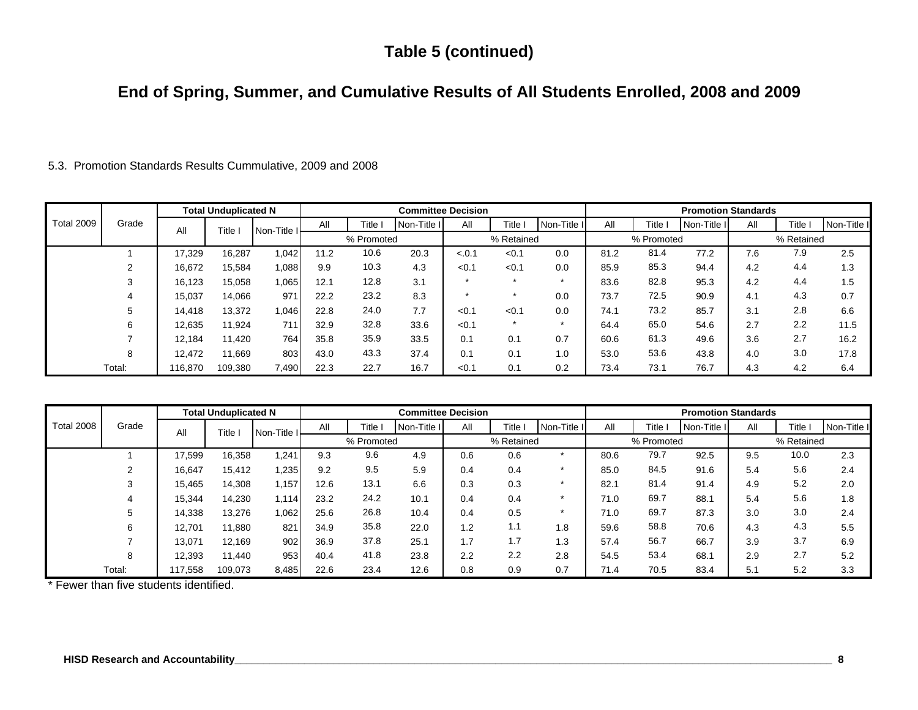# Table 5 (continued)

## End of Spring, Summer, and Cumulative Results of All Students Enrolled, 2008 and 2009

5.3. Promotion Standards Results Cummulative, 2009 and 2008

| Total 2009 | Grade | Total Unduplicated N | | | Committee Decision | | | | | | Promotion Standards | | | | | |
|---|---|---|---|---|---|---|---|---|---|---|---|---|---|---|---|---|
| | | All | Title I | Non-Title I | All | Title I | Non-Title I | All | Title I | Non-Title I | All | Title I | Non-Title I | All | Title I | Non-Title I |
| | | | | | % Promoted | | | % Retained | | | % Promoted | | | % Retained | | |
| | 1 | 17,329 | 16,287 | 1,042 | 11.2 | 10.6 | 20.3 | <.0.1 | <0.1 | 0.0 | 81.2 | 81.4 | 77.2 | 7.6 | 7.9 | 2.5 |
| | 2 | 16,672 | 15,584 | 1,088 | 9.9 | 10.3 | 4.3 | <0.1 | <0.1 | 0.0 | 85.9 | 85.3 | 94.4 | 4.2 | 4.4 | 1.3 |
| | 3 | 16,123 | 15,058 | 1,065 | 12.1 | 12.8 | 3.1 | * | * | * | 83.6 | 82.8 | 95.3 | 4.2 | 4.4 | 1.5 |
| | 4 | 15,037 | 14,066 | 971 | 22.2 | 23.2 | 8.3 | * | * | 0.0 | 73.7 | 72.5 | 90.9 | 4.1 | 4.3 | 0.7 |
| | 5 | 14,418 | 13,372 | 1,046 | 22.8 | 24.0 | 7.7 | <0.1 | <0.1 | 0.0 | 74.1 | 73.2 | 85.7 | 3.1 | 2.8 | 6.6 |
| | 6 | 12,635 | 11,924 | 711 | 32.9 | 32.8 | 33.6 | <0.1 | * | * | 64.4 | 65.0 | 54.6 | 2.7 | 2.2 | 11.5 |
| | 7 | 12,184 | 11,420 | 764 | 35.8 | 35.9 | 33.5 | 0.1 | 0.1 | 0.7 | 60.6 | 61.3 | 49.6 | 3.6 | 2.7 | 16.2 |
| | 8 | 12,472 | 11,669 | 803 | 43.0 | 43.3 | 37.4 | 0.1 | 0.1 | 1.0 | 53.0 | 53.6 | 43.8 | 4.0 | 3.0 | 17.8 |
| Total: | | 116,870 | 109,380 | 7,490 | 22.3 | 22.7 | 16.7 | <0.1 | 0.1 | 0.2 | 73.4 | 73.1 | 76.7 | 4.3 | 4.2 | 6.4 |

| Total 2008 | Grade | Total Unduplicated N | | | Committee Decision | | | | | | Promotion Standards | | | | | |
|---|---|---|---|---|---|---|---|---|---|---|---|---|---|---|---|---|
| | | All | Title I | Non-Title I | All | Title I | Non-Title I | All | Title I | Non-Title I | All | Title I | Non-Title I | All | Title I | Non-Title I |
| | | | | | % Promoted | | | % Retained | | | % Promoted | | | % Retained | | |
| | 1 | 17,599 | 16,358 | 1,241 | 9.3 | 9.6 | 4.9 | 0.6 | 0.6 | * | 80.6 | 79.7 | 92.5 | 9.5 | 10.0 | 2.3 |
| | 2 | 16,647 | 15,412 | 1,235 | 9.2 | 9.5 | 5.9 | 0.4 | 0.4 | * | 85.0 | 84.5 | 91.6 | 5.4 | 5.6 | 2.4 |
| | 3 | 15,465 | 14,308 | 1,157 | 12.6 | 13.1 | 6.6 | 0.3 | 0.3 | * | 82.1 | 81.4 | 91.4 | 4.9 | 5.2 | 2.0 |
| | 4 | 15,344 | 14,230 | 1,114 | 23.2 | 24.2 | 10.1 | 0.4 | 0.4 | * | 71.0 | 69.7 | 88.1 | 5.4 | 5.6 | 1.8 |
| | 5 | 14,338 | 13,276 | 1,062 | 25.6 | 26.8 | 10.4 | 0.4 | 0.5 | * | 71.0 | 69.7 | 87.3 | 3.0 | 3.0 | 2.4 |
| | 6 | 12,701 | 11,880 | 821 | 34.9 | 35.8 | 22.0 | 1.2 | 1.1 | 1.8 | 59.6 | 58.8 | 70.6 | 4.3 | 4.3 | 5.5 |
| | 7 | 13,071 | 12,169 | 902 | 36.9 | 37.8 | 25.1 | 1.7 | 1.7 | 1.3 | 57.4 | 56.7 | 66.7 | 3.9 | 3.7 | 6.9 |
| | 8 | 12,393 | 11,440 | 953 | 40.4 | 41.8 | 23.8 | 2.2 | 2.2 | 2.8 | 54.5 | 53.4 | 68.1 | 2.9 | 2.7 | 5.2 |
| Total: | | 117,558 | 109,073 | 8,485 | 22.6 | 23.4 | 12.6 | 0.8 | 0.9 | 0.7 | 71.4 | 70.5 | 83.4 | 5.1 | 5.2 | 3.3 |

* Fewer than five students identified.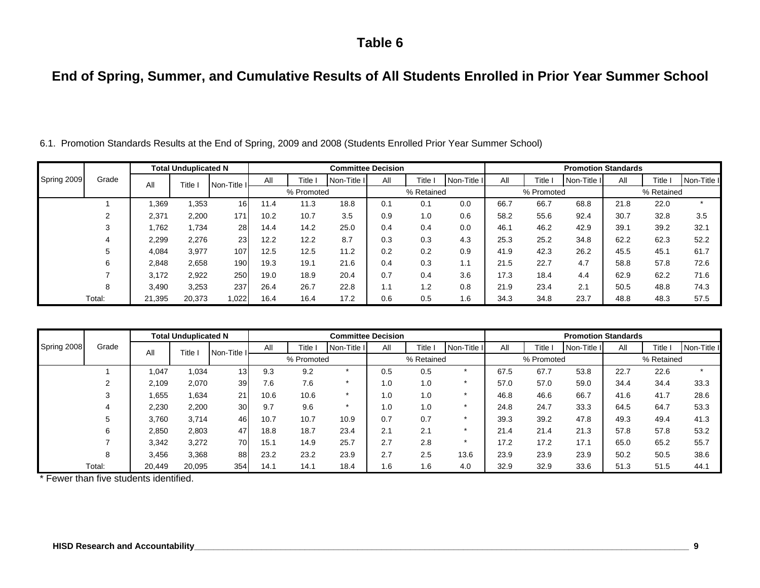# Table 6

## End of Spring, Summer, and Cumulative Results of All Students Enrolled in Prior Year Summer School

6.1. Promotion Standards Results at the End of Spring, 2009 and 2008 (Students Enrolled Prior Year Summer School)

| Spring 2009 | Grade | Total Unduplicated N | | | Committee Decision | | | | | | Promotion Standards | | | | | |
|---|---|---|---|---|---|---|---|---|---|---|---|---|---|---|---|---|
| | | All | Title I | Non-Title I | All | Title I | Non-Title I | All | Title I | Non-Title I | All | Title I | Non-Title I | All | Title I | Non-Title I |
| | | | | | % Promoted | | | % Retained | | | % Promoted | | | % Retained | | |
| | 1 | 1,369 | 1,353 | 16 | 11.4 | 11.3 | 18.8 | 0.1 | 0.1 | 0.0 | 66.7 | 66.7 | 68.8 | 21.8 | 22.0 | * |
| | 2 | 2,371 | 2,200 | 171 | 10.2 | 10.7 | 3.5 | 0.9 | 1.0 | 0.6 | 58.2 | 55.6 | 92.4 | 30.7 | 32.8 | 3.5 |
| | 3 | 1,762 | 1,734 | 28 | 14.4 | 14.2 | 25.0 | 0.4 | 0.4 | 0.0 | 46.1 | 46.2 | 42.9 | 39.1 | 39.2 | 32.1 |
| | 4 | 2,299 | 2,276 | 23 | 12.2 | 12.2 | 8.7 | 0.3 | 0.3 | 4.3 | 25.3 | 25.2 | 34.8 | 62.2 | 62.3 | 52.2 |
| | 5 | 4,084 | 3,977 | 107 | 12.5 | 12.5 | 11.2 | 0.2 | 0.2 | 0.9 | 41.9 | 42.3 | 26.2 | 45.5 | 45.1 | 61.7 |
| | 6 | 2,848 | 2,658 | 190 | 19.3 | 19.1 | 21.6 | 0.4 | 0.3 | 1.1 | 21.5 | 22.7 | 4.7 | 58.8 | 57.8 | 72.6 |
| | 7 | 3,172 | 2,922 | 250 | 19.0 | 18.9 | 20.4 | 0.7 | 0.4 | 3.6 | 17.3 | 18.4 | 4.4 | 62.9 | 62.2 | 71.6 |
| | 8 | 3,490 | 3,253 | 237 | 26.4 | 26.7 | 22.8 | 1.1 | 1.2 | 0.8 | 21.9 | 23.4 | 2.1 | 50.5 | 48.8 | 74.3 |
| | Total: | 21,395 | 20,373 | 1,022 | 16.4 | 16.4 | 17.2 | 0.6 | 0.5 | 1.6 | 34.3 | 34.8 | 23.7 | 48.8 | 48.3 | 57.5 |

| Spring 2008 | Grade | Total Unduplicated N | | | Committee Decision | | | | | | Promotion Standards | | | | | |
|---|---|---|---|---|---|---|---|---|---|---|---|---|---|---|---|---|
| | | All | Title I | Non-Title I | All | Title I | Non-Title I | All | Title I | Non-Title I | All | Title I | Non-Title I | All | Title I | Non-Title I |
| | | | | | % Promoted | | | % Retained | | | % Promoted | | | % Retained | | |
| | 1 | 1,047 | 1,034 | 13 | 9.3 | 9.2 | * | 0.5 | 0.5 | * | 67.5 | 67.7 | 53.8 | 22.7 | 22.6 | * |
| | 2 | 2,109 | 2,070 | 39 | 7.6 | 7.6 | * | 1.0 | 1.0 | * | 57.0 | 57.0 | 59.0 | 34.4 | 34.4 | 33.3 |
| | 3 | 1,655 | 1,634 | 21 | 10.6 | 10.6 | * | 1.0 | 1.0 | * | 46.8 | 46.6 | 66.7 | 41.6 | 41.7 | 28.6 |
| | 4 | 2,230 | 2,200 | 30 | 9.7 | 9.6 | * | 1.0 | 1.0 | * | 24.8 | 24.7 | 33.3 | 64.5 | 64.7 | 53.3 |
| | 5 | 3,760 | 3,714 | 46 | 10.7 | 10.7 | 10.9 | 0.7 | 0.7 | * | 39.3 | 39.2 | 47.8 | 49.3 | 49.4 | 41.3 |
| | 6 | 2,850 | 2,803 | 47 | 18.8 | 18.7 | 23.4 | 2.1 | 2.1 | * | 21.4 | 21.4 | 21.3 | 57.8 | 57.8 | 53.2 |
| | 7 | 3,342 | 3,272 | 70 | 15.1 | 14.9 | 25.7 | 2.7 | 2.8 | * | 17.2 | 17.2 | 17.1 | 65.0 | 65.2 | 55.7 |
| | 8 | 3,456 | 3,368 | 88 | 23.2 | 23.2 | 23.9 | 2.7 | 2.5 | 13.6 | 23.9 | 23.9 | 23.9 | 50.2 | 50.5 | 38.6 |
| | Total: | 20,449 | 20,095 | 354 | 14.1 | 14.1 | 18.4 | 1.6 | 1.6 | 4.0 | 32.9 | 32.9 | 33.6 | 51.3 | 51.5 | 44.1 |

* Fewer than five students identified.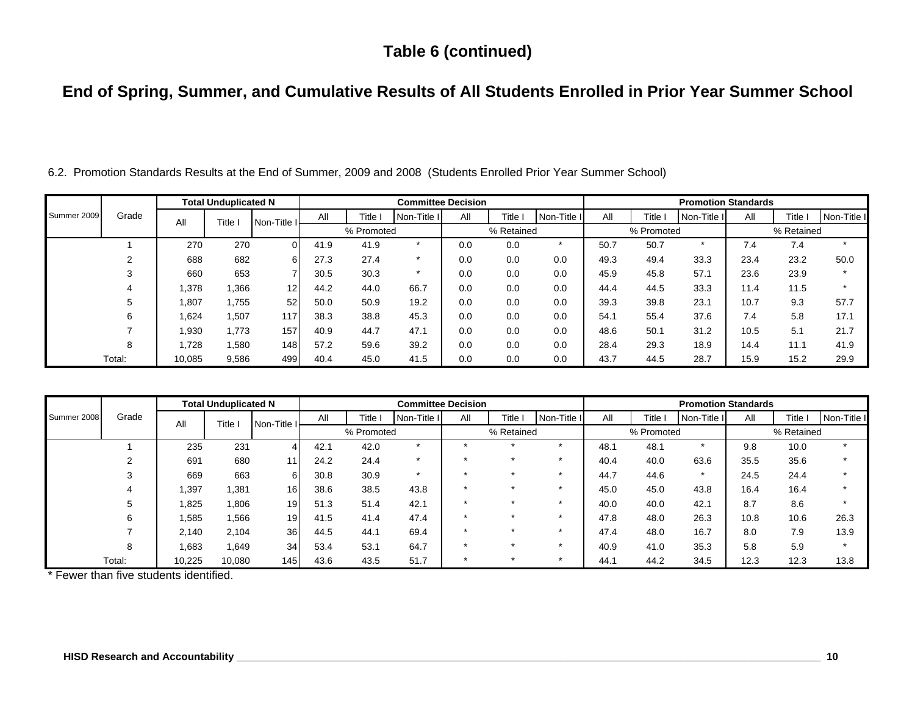# Table 6 (continued)

## End of Spring, Summer, and Cumulative Results of All Students Enrolled in Prior Year Summer School

6.2. Promotion Standards Results at the End of Summer, 2009 and 2008 (Students Enrolled Prior Year Summer School)

| Summer 2009 | Grade | Total Unduplicated N | | | Committee Decision | | | | | | Promotion Standards | | | | | |
|---|---|---|---|---|---|---|---|---|---|---|---|---|---|---|---|---|
| | | All | Title I | Non-Title I | All | Title I | Non-Title I | All | Title I | Non-Title I | All | Title I | Non-Title I | All | Title I | Non-Title I |
| | | | | | % Promoted | | | % Retained | | | % Promoted | | | % Retained | | |
| | 1 | 270 | 270 | 0 | 41.9 | 41.9 | * | 0.0 | 0.0 | * | 50.7 | 50.7 | * | 7.4 | 7.4 | * |
| | 2 | 688 | 682 | 6 | 27.3 | 27.4 | * | 0.0 | 0.0 | 0.0 | 49.3 | 49.4 | 33.3 | 23.4 | 23.2 | 50.0 |
| | 3 | 660 | 653 | 7 | 30.5 | 30.3 | * | 0.0 | 0.0 | 0.0 | 45.9 | 45.8 | 57.1 | 23.6 | 23.9 | * |
| | 4 | 1,378 | 1,366 | 12 | 44.2 | 44.0 | 66.7 | 0.0 | 0.0 | 0.0 | 44.4 | 44.5 | 33.3 | 11.4 | 11.5 | * |
| | 5 | 1,807 | 1,755 | 52 | 50.0 | 50.9 | 19.2 | 0.0 | 0.0 | 0.0 | 39.3 | 39.8 | 23.1 | 10.7 | 9.3 | 57.7 |
| | 6 | 1,624 | 1,507 | 117 | 38.3 | 38.8 | 45.3 | 0.0 | 0.0 | 0.0 | 54.1 | 55.4 | 37.6 | 7.4 | 5.8 | 17.1 |
| | 7 | 1,930 | 1,773 | 157 | 40.9 | 44.7 | 47.1 | 0.0 | 0.0 | 0.0 | 48.6 | 50.1 | 31.2 | 10.5 | 5.1 | 21.7 |
| | 8 | 1,728 | 1,580 | 148 | 57.2 | 59.6 | 39.2 | 0.0 | 0.0 | 0.0 | 28.4 | 29.3 | 18.9 | 14.4 | 11.1 | 41.9 |
| | Total: | 10,085 | 9,586 | 499 | 40.4 | 45.0 | 41.5 | 0.0 | 0.0 | 0.0 | 43.7 | 44.5 | 28.7 | 15.9 | 15.2 | 29.9 |

| Summer 2008 | Grade | Total Unduplicated N | | | Committee Decision | | | | | | Promotion Standards | | | | | |
|---|---|---|---|---|---|---|---|---|---|---|---|---|---|---|---|---|
| | | All | Title I | Non-Title I | All | Title I | Non-Title I | All | Title I | Non-Title I | All | Title I | Non-Title I | All | Title I | Non-Title I |
| | | | | | % Promoted | | | % Retained | | | % Promoted | | | % Retained | | |
| | 1 | 235 | 231 | 4 | 42.1 | 42.0 | * | * | * | * | 48.1 | 48.1 | * | 9.8 | 10.0 | * |
| | 2 | 691 | 680 | 11 | 24.2 | 24.4 | * | * | * | * | 40.4 | 40.0 | 63.6 | 35.5 | 35.6 | * |
| | 3 | 669 | 663 | 6 | 30.8 | 30.9 | * | * | * | * | 44.7 | 44.6 | * | 24.5 | 24.4 | * |
| | 4 | 1,397 | 1,381 | 16 | 38.6 | 38.5 | 43.8 | * | * | * | 45.0 | 45.0 | 43.8 | 16.4 | 16.4 | * |
| | 5 | 1,825 | 1,806 | 19 | 51.3 | 51.4 | 42.1 | * | * | * | 40.0 | 40.0 | 42.1 | 8.7 | 8.6 | * |
| | 6 | 1,585 | 1,566 | 19 | 41.5 | 41.4 | 47.4 | * | * | * | 47.8 | 48.0 | 26.3 | 10.8 | 10.6 | 26.3 |
| | 7 | 2,140 | 2,104 | 36 | 44.5 | 44.1 | 69.4 | * | * | * | 47.4 | 48.0 | 16.7 | 8.0 | 7.9 | 13.9 |
| | 8 | 1,683 | 1,649 | 34 | 53.4 | 53.1 | 64.7 | * | * | * | 40.9 | 41.0 | 35.3 | 5.8 | 5.9 | * |
| | Total: | 10,225 | 10,080 | 145 | 43.6 | 43.5 | 51.7 | * | * | * | 44.1 | 44.2 | 34.5 | 12.3 | 12.3 | 13.8 |

* Fewer than five students identified.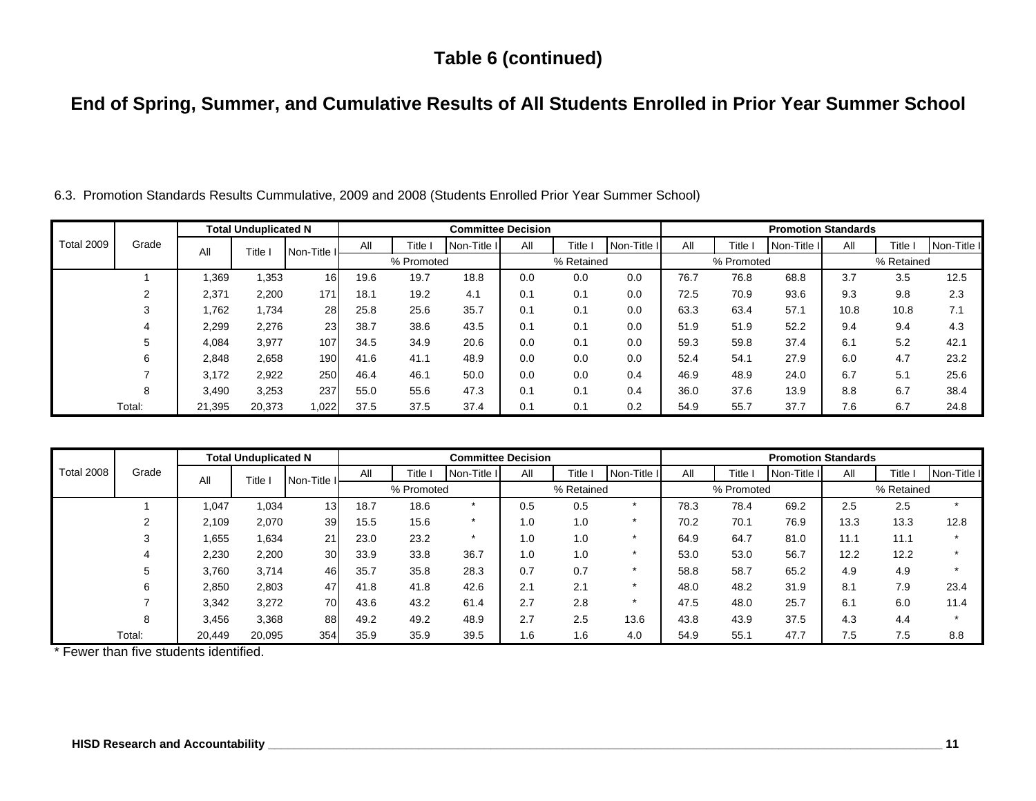# Table 6 (continued)

## End of Spring, Summer, and Cumulative Results of All Students Enrolled in Prior Year Summer School

6.3. Promotion Standards Results Cummulative, 2009 and 2008 (Students Enrolled Prior Year Summer School)

| Total 2009 | Grade | Total Unduplicated N | | | Committee Decision | | | | | | Promotion Standards | | | | | |
|---|---|---|---|---|---|---|---|---|---|---|---|---|---|---|---|---|
| | | All | Title I | Non-Title I | All | Title I | Non-Title I | All | Title I | Non-Title I | All | Title I | Non-Title I | All | Title I | Non-Title I |
| | | | | | % Promoted | | | % Retained | | | % Promoted | | | % Retained | | |
| | 1 | 1,369 | 1,353 | 16 | 19.6 | 19.7 | 18.8 | 0.0 | 0.0 | 0.0 | 76.7 | 76.8 | 68.8 | 3.7 | 3.5 | 12.5 |
| | 2 | 2,371 | 2,200 | 171 | 18.1 | 19.2 | 4.1 | 0.1 | 0.1 | 0.0 | 72.5 | 70.9 | 93.6 | 9.3 | 9.8 | 2.3 |
| | 3 | 1,762 | 1,734 | 28 | 25.8 | 25.6 | 35.7 | 0.1 | 0.1 | 0.0 | 63.3 | 63.4 | 57.1 | 10.8 | 10.8 | 7.1 |
| | 4 | 2,299 | 2,276 | 23 | 38.7 | 38.6 | 43.5 | 0.1 | 0.1 | 0.0 | 51.9 | 51.9 | 52.2 | 9.4 | 9.4 | 4.3 |
| | 5 | 4,084 | 3,977 | 107 | 34.5 | 34.9 | 20.6 | 0.0 | 0.1 | 0.0 | 59.3 | 59.8 | 37.4 | 6.1 | 5.2 | 42.1 |
| | 6 | 2,848 | 2,658 | 190 | 41.6 | 41.1 | 48.9 | 0.0 | 0.0 | 0.0 | 52.4 | 54.1 | 27.9 | 6.0 | 4.7 | 23.2 |
| | 7 | 3,172 | 2,922 | 250 | 46.4 | 46.1 | 50.0 | 0.0 | 0.0 | 0.4 | 46.9 | 48.9 | 24.0 | 6.7 | 5.1 | 25.6 |
| | 8 | 3,490 | 3,253 | 237 | 55.0 | 55.6 | 47.3 | 0.1 | 0.1 | 0.4 | 36.0 | 37.6 | 13.9 | 8.8 | 6.7 | 38.4 |
| | Total: | 21,395 | 20,373 | 1,022 | 37.5 | 37.5 | 37.4 | 0.1 | 0.1 | 0.2 | 54.9 | 55.7 | 37.7 | 7.6 | 6.7 | 24.8 |

| Total 2008 | Grade | Total Unduplicated N | | | Committee Decision | | | | | | Promotion Standards | | | | | |
|---|---|---|---|---|---|---|---|---|---|---|---|---|---|---|---|---|
| | | All | Title I | Non-Title I | All | Title I | Non-Title I | All | Title I | Non-Title I | All | Title I | Non-Title I | All | Title I | Non-Title I |
| | | | | | % Promoted | | | % Retained | | | % Promoted | | | % Retained | | |
| | 1 | 1,047 | 1,034 | 13 | 18.7 | 18.6 | * | 0.5 | 0.5 | * | 78.3 | 78.4 | 69.2 | 2.5 | 2.5 | * |
| | 2 | 2,109 | 2,070 | 39 | 15.5 | 15.6 | * | 1.0 | 1.0 | * | 70.2 | 70.1 | 76.9 | 13.3 | 13.3 | 12.8 |
| | 3 | 1,655 | 1,634 | 21 | 23.0 | 23.2 | * | 1.0 | 1.0 | * | 64.9 | 64.7 | 81.0 | 11.1 | 11.1 | * |
| | 4 | 2,230 | 2,200 | 30 | 33.9 | 33.8 | 36.7 | 1.0 | 1.0 | * | 53.0 | 53.0 | 56.7 | 12.2 | 12.2 | * |
| | 5 | 3,760 | 3,714 | 46 | 35.7 | 35.8 | 28.3 | 0.7 | 0.7 | * | 58.8 | 58.7 | 65.2 | 4.9 | 4.9 | * |
| | 6 | 2,850 | 2,803 | 47 | 41.8 | 41.8 | 42.6 | 2.1 | 2.1 | * | 48.0 | 48.2 | 31.9 | 8.1 | 7.9 | 23.4 |
| | 7 | 3,342 | 3,272 | 70 | 43.6 | 43.2 | 61.4 | 2.7 | 2.8 | * | 47.5 | 48.0 | 25.7 | 6.1 | 6.0 | 11.4 |
| | 8 | 3,456 | 3,368 | 88 | 49.2 | 49.2 | 48.9 | 2.7 | 2.5 | 13.6 | 43.8 | 43.9 | 37.5 | 4.3 | 4.4 | * |
| | Total: | 20,449 | 20,095 | 354 | 35.9 | 35.9 | 39.5 | 1.6 | 1.6 | 4.0 | 54.9 | 55.1 | 47.7 | 7.5 | 7.5 | 8.8 |

* Fewer than five students identified.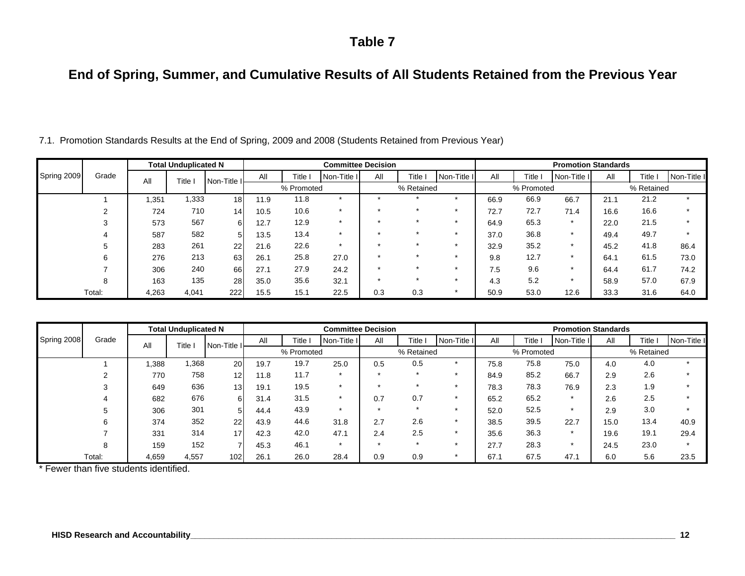# Table 7

## End of Spring, Summer, and Cumulative Results of All Students Retained from the Previous Year

7.1. Promotion Standards Results at the End of Spring, 2009 and 2008 (Students Retained from Previous Year)

| Spring 2009 | Grade | Total Unduplicated N | | | Committee Decision | | | | | | Promotion Standards | | | | | |
|---|---|---|---|---|---|---|---|---|---|---|---|---|---|---|---|---|
| | | All | Title I | Non-Title I | All | Title I | Non-Title I | All | Title I | Non-Title I | All | Title I | Non-Title I | All | Title I | Non-Title I |
| | | | | | % Promoted | | | % Retained | | | % Promoted | | | % Retained | | |
| | 1 | 1,351 | 1,333 | 18 | 11.9 | 11.8 | * | * | * | * | 66.9 | 66.9 | 66.7 | 21.1 | 21.2 | * |
| | 2 | 724 | 710 | 14 | 10.5 | 10.6 | * | * | * | * | 72.7 | 72.7 | 71.4 | 16.6 | 16.6 | * |
| | 3 | 573 | 567 | 6 | 12.7 | 12.9 | * | * | * | * | 64.9 | 65.3 | * | 22.0 | 21.5 | * |
| | 4 | 587 | 582 | 5 | 13.5 | 13.4 | * | * | * | * | 37.0 | 36.8 | * | 49.4 | 49.7 | * |
| | 5 | 283 | 261 | 22 | 21.6 | 22.6 | * | * | * | * | 32.9 | 35.2 | * | 45.2 | 41.8 | 86.4 |
| | 6 | 276 | 213 | 63 | 26.1 | 25.8 | 27.0 | * | * | * | 9.8 | 12.7 | * | 64.1 | 61.5 | 73.0 |
| | 7 | 306 | 240 | 66 | 27.1 | 27.9 | 24.2 | * | * | * | 7.5 | 9.6 | * | 64.4 | 61.7 | 74.2 |
| | 8 | 163 | 135 | 28 | 35.0 | 35.6 | 32.1 | * | * | * | 4.3 | 5.2 | * | 58.9 | 57.0 | 67.9 |
| | Total: | 4,263 | 4,041 | 222 | 15.5 | 15.1 | 22.5 | 0.3 | 0.3 | * | 50.9 | 53.0 | 12.6 | 33.3 | 31.6 | 64.0 |

| Spring 2008 | Grade | Total Unduplicated N | | | Committee Decision | | | | | | Promotion Standards | | | | | |
|---|---|---|---|---|---|---|---|---|---|---|---|---|---|---|---|---|
| | | All | Title I | Non-Title I | All | Title I | Non-Title I | All | Title I | Non-Title I | All | Title I | Non-Title I | All | Title I | Non-Title I |
| | | | | | % Promoted | | | % Retained | | | % Promoted | | | % Retained | | |
| | 1 | 1,388 | 1,368 | 20 | 19.7 | 19.7 | 25.0 | 0.5 | 0.5 | * | 75.8 | 75.8 | 75.0 | 4.0 | 4.0 | * |
| | 2 | 770 | 758 | 12 | 11.8 | 11.7 | * | * | * | * | 84.9 | 85.2 | 66.7 | 2.9 | 2.6 | * |
| | 3 | 649 | 636 | 13 | 19.1 | 19.5 | * | * | * | * | 78.3 | 78.3 | 76.9 | 2.3 | 1.9 | * |
| | 4 | 682 | 676 | 6 | 31.4 | 31.5 | * | 0.7 | 0.7 | * | 65.2 | 65.2 | * | 2.6 | 2.5 | * |
| | 5 | 306 | 301 | 5 | 44.4 | 43.9 | * | * | * | * | 52.0 | 52.5 | * | 2.9 | 3.0 | * |
| | 6 | 374 | 352 | 22 | 43.9 | 44.6 | 31.8 | 2.7 | 2.6 | * | 38.5 | 39.5 | 22.7 | 15.0 | 13.4 | 40.9 |
| | 7 | 331 | 314 | 17 | 42.3 | 42.0 | 47.1 | 2.4 | 2.5 | * | 35.6 | 36.3 | * | 19.6 | 19.1 | 29.4 |
| | 8 | 159 | 152 | 7 | 45.3 | 46.1 | * | * | * | * | 27.7 | 28.3 | * | 24.5 | 23.0 | * |
| | Total: | 4,659 | 4,557 | 102 | 26.1 | 26.0 | 28.4 | 0.9 | 0.9 | * | 67.1 | 67.5 | 47.1 | 6.0 | 5.6 | 23.5 |

* Fewer than five students identified.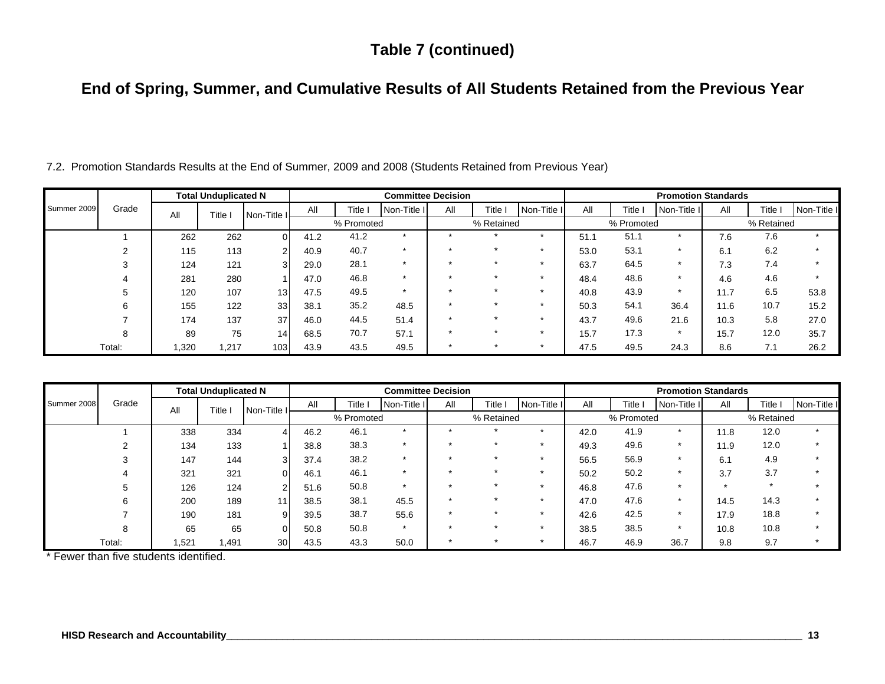# Table 7 (continued)

## End of Spring, Summer, and Cumulative Results of All Students Retained from the Previous Year

7.2. Promotion Standards Results at the End of Summer, 2009 and 2008 (Students Retained from Previous Year)

| Summer 2009 | Grade | Total Unduplicated N | | | Committee Decision | | | | | | Promotion Standards | | | | | |
|---|---|---|---|---|---|---|---|---|---|---|---|---|---|---|---|---|
| | | All | Title I | Non-Title I | All | Title I | Non-Title I | All | Title I | Non-Title I | All | Title I | Non-Title I | All | Title I | Non-Title I |
| | | | | | % Promoted | | | % Retained | | | % Promoted | | | % Retained | | |
| | 1 | 262 | 262 | 0 | 41.2 | 41.2 | * | * | * | * | 51.1 | 51.1 | * | 7.6 | 7.6 | * |
| | 2 | 115 | 113 | 2 | 40.9 | 40.7 | * | * | * | * | 53.0 | 53.1 | * | 6.1 | 6.2 | * |
| | 3 | 124 | 121 | 3 | 29.0 | 28.1 | * | * | * | * | 63.7 | 64.5 | * | 7.3 | 7.4 | * |
| | 4 | 281 | 280 | 1 | 47.0 | 46.8 | * | * | * | * | 48.4 | 48.6 | * | 4.6 | 4.6 | * |
| | 5 | 120 | 107 | 13 | 47.5 | 49.5 | * | * | * | * | 40.8 | 43.9 | * | 11.7 | 6.5 | 53.8 |
| | 6 | 155 | 122 | 33 | 38.1 | 35.2 | 48.5 | * | * | * | 50.3 | 54.1 | 36.4 | 11.6 | 10.7 | 15.2 |
| | 7 | 174 | 137 | 37 | 46.0 | 44.5 | 51.4 | * | * | * | 43.7 | 49.6 | 21.6 | 10.3 | 5.8 | 27.0 |
| | 8 | 89 | 75 | 14 | 68.5 | 70.7 | 57.1 | * | * | * | 15.7 | 17.3 | * | 15.7 | 12.0 | 35.7 |
| Total: | | 1,320 | 1,217 | 103 | 43.9 | 43.5 | 49.5 | * | * | * | 47.5 | 49.5 | 24.3 | 8.6 | 7.1 | 26.2 |

| Summer 2008 | Grade | Total Unduplicated N | | | Committee Decision | | | | | | Promotion Standards | | | | | |
|---|---|---|---|---|---|---|---|---|---|---|---|---|---|---|---|---|
| | | All | Title I | Non-Title I | All | Title I | Non-Title I | All | Title I | Non-Title I | All | Title I | Non-Title I | All | Title I | Non-Title I |
| | | | | | % Promoted | | | % Retained | | | % Promoted | | | % Retained | | |
| | 1 | 338 | 334 | 4 | 46.2 | 46.1 | * | * | * | * | 42.0 | 41.9 | * | 11.8 | 12.0 | * |
| | 2 | 134 | 133 | 1 | 38.8 | 38.3 | * | * | * | * | 49.3 | 49.6 | * | 11.9 | 12.0 | * |
| | 3 | 147 | 144 | 3 | 37.4 | 38.2 | * | * | * | * | 56.5 | 56.9 | * | 6.1 | 4.9 | * |
| | 4 | 321 | 321 | 0 | 46.1 | 46.1 | * | * | * | * | 50.2 | 50.2 | * | 3.7 | 3.7 | * |
| | 5 | 126 | 124 | 2 | 51.6 | 50.8 | * | * | * | * | 46.8 | 47.6 | * | * | * | * |
| | 6 | 200 | 189 | 11 | 38.5 | 38.1 | 45.5 | * | * | * | 47.0 | 47.6 | * | 14.5 | 14.3 | * |
| | 7 | 190 | 181 | 9 | 39.5 | 38.7 | 55.6 | * | * | * | 42.6 | 42.5 | * | 17.9 | 18.8 | * |
| | 8 | 65 | 65 | 0 | 50.8 | 50.8 | * | * | * | * | 38.5 | 38.5 | * | 10.8 | 10.8 | * |
| Total: | | 1,521 | 1,491 | 30 | 43.5 | 43.3 | 50.0 | * | * | * | 46.7 | 46.9 | 36.7 | 9.8 | 9.7 | * |

* Fewer than five students identified.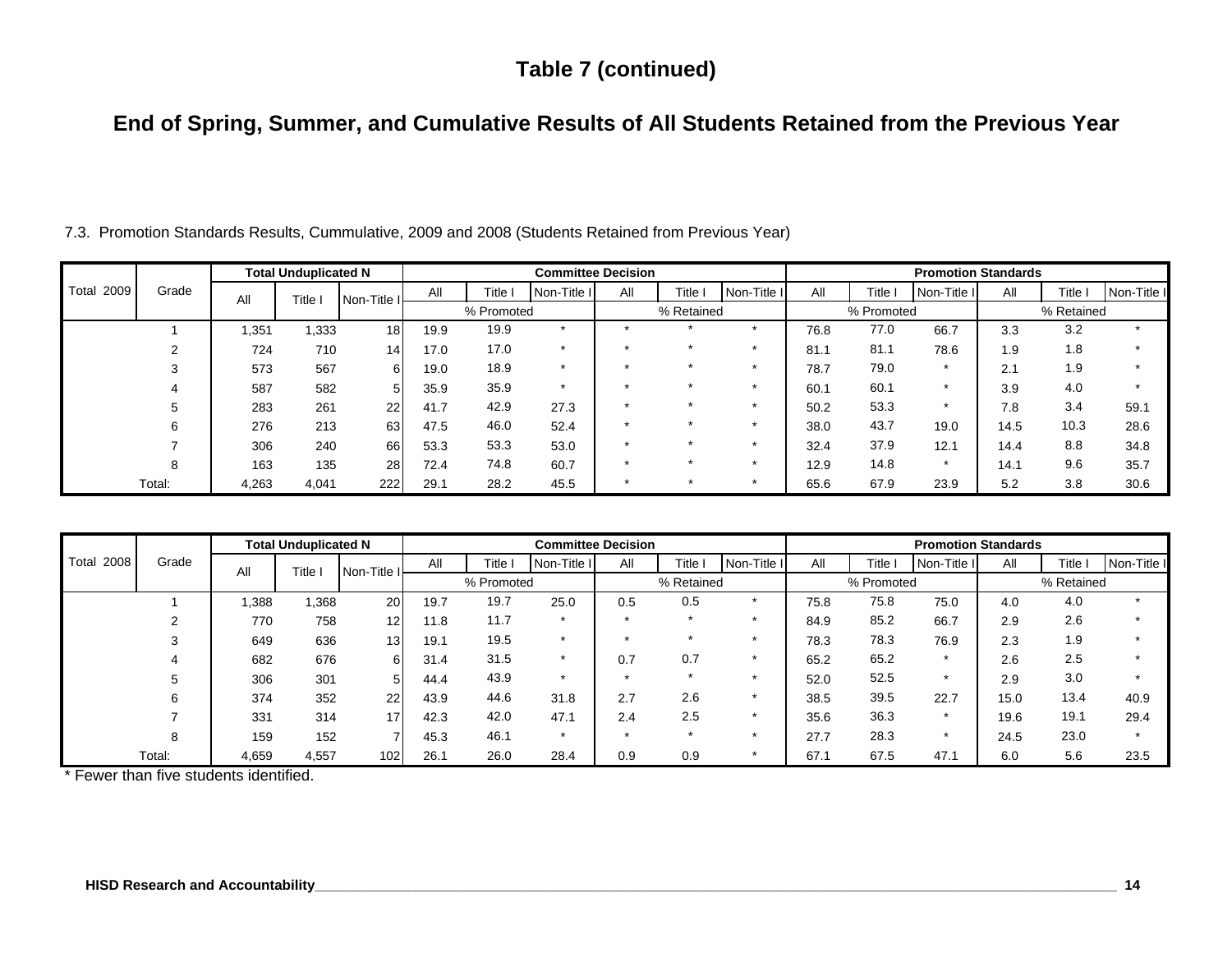# Table 7 (continued)

## End of Spring, Summer, and Cumulative Results of All Students Retained from the Previous Year

7.3. Promotion Standards Results, Cummulative, 2009 and 2008 (Students Retained from Previous Year)

| Total 2009 | Grade | Total Unduplicated N | | | Committee Decision | | | | | | Promotion Standards | | | | | |
|---|---|---|---|---|---|---|---|---|---|---|---|---|---|---|---|---|
| | | All | Title I | Non-Title I | All | Title I | Non-Title I | All | Title I | Non-Title I | All | Title I | Non-Title I | All | Title I | Non-Title I |
| | | | | | % Promoted | | | % Retained | | | % Promoted | | | % Retained | | |
| | 1 | 1,351 | 1,333 | 18 | 19.9 | 19.9 | * | * | * | * | 76.8 | 77.0 | 66.7 | 3.3 | 3.2 | * |
| | 2 | 724 | 710 | 14 | 17.0 | 17.0 | * | * | * | * | 81.1 | 81.1 | 78.6 | 1.9 | 1.8 | * |
| | 3 | 573 | 567 | 6 | 19.0 | 18.9 | * | * | * | * | 78.7 | 79.0 | * | 2.1 | 1.9 | * |
| | 4 | 587 | 582 | 5 | 35.9 | 35.9 | * | * | * | * | 60.1 | 60.1 | * | 3.9 | 4.0 | * |
| | 5 | 283 | 261 | 22 | 41.7 | 42.9 | 27.3 | * | * | * | 50.2 | 53.3 | * | 7.8 | 3.4 | 59.1 |
| | 6 | 276 | 213 | 63 | 47.5 | 46.0 | 52.4 | * | * | * | 38.0 | 43.7 | 19.0 | 14.5 | 10.3 | 28.6 |
| | 7 | 306 | 240 | 66 | 53.3 | 53.3 | 53.0 | * | * | * | 32.4 | 37.9 | 12.1 | 14.4 | 8.8 | 34.8 |
| | 8 | 163 | 135 | 28 | 72.4 | 74.8 | 60.7 | * | * | * | 12.9 | 14.8 | * | 14.1 | 9.6 | 35.7 |
| | Total: | 4,263 | 4,041 | 222 | 29.1 | 28.2 | 45.5 | * | * | * | 65.6 | 67.9 | 23.9 | 5.2 | 3.8 | 30.6 |

| Total 2008 | Grade | Total Unduplicated N | | | Committee Decision | | | | | | Promotion Standards | | | | | |
|---|---|---|---|---|---|---|---|---|---|---|---|---|---|---|---|---|
| | | All | Title I | Non-Title I | All | Title I | Non-Title I | All | Title I | Non-Title I | All | Title I | Non-Title I | All | Title I | Non-Title I |
| | | | | | % Promoted | | | % Retained | | | % Promoted | | | % Retained | | |
| | 1 | 1,388 | 1,368 | 20 | 19.7 | 19.7 | 25.0 | 0.5 | 0.5 | * | 75.8 | 75.8 | 75.0 | 4.0 | 4.0 | * |
| | 2 | 770 | 758 | 12 | 11.8 | 11.7 | * | * | * | * | 84.9 | 85.2 | 66.7 | 2.9 | 2.6 | * |
| | 3 | 649 | 636 | 13 | 19.1 | 19.5 | * | * | * | * | 78.3 | 78.3 | 76.9 | 2.3 | 1.9 | * |
| | 4 | 682 | 676 | 6 | 31.4 | 31.5 | * | 0.7 | 0.7 | * | 65.2 | 65.2 | * | 2.6 | 2.5 | * |
| | 5 | 306 | 301 | 5 | 44.4 | 43.9 | * | * | * | * | 52.0 | 52.5 | * | 2.9 | 3.0 | * |
| | 6 | 374 | 352 | 22 | 43.9 | 44.6 | 31.8 | 2.7 | 2.6 | * | 38.5 | 39.5 | 22.7 | 15.0 | 13.4 | 40.9 |
| | 7 | 331 | 314 | 17 | 42.3 | 42.0 | 47.1 | 2.4 | 2.5 | * | 35.6 | 36.3 | * | 19.6 | 19.1 | 29.4 |
| | 8 | 159 | 152 | 7 | 45.3 | 46.1 | * | * | * | * | 27.7 | 28.3 | * | 24.5 | 23.0 | * |
| | Total: | 4,659 | 4,557 | 102 | 26.1 | 26.0 | 28.4 | 0.9 | 0.9 | * | 67.1 | 67.5 | 47.1 | 6.0 | 5.6 | 23.5 |

* Fewer than five students identified.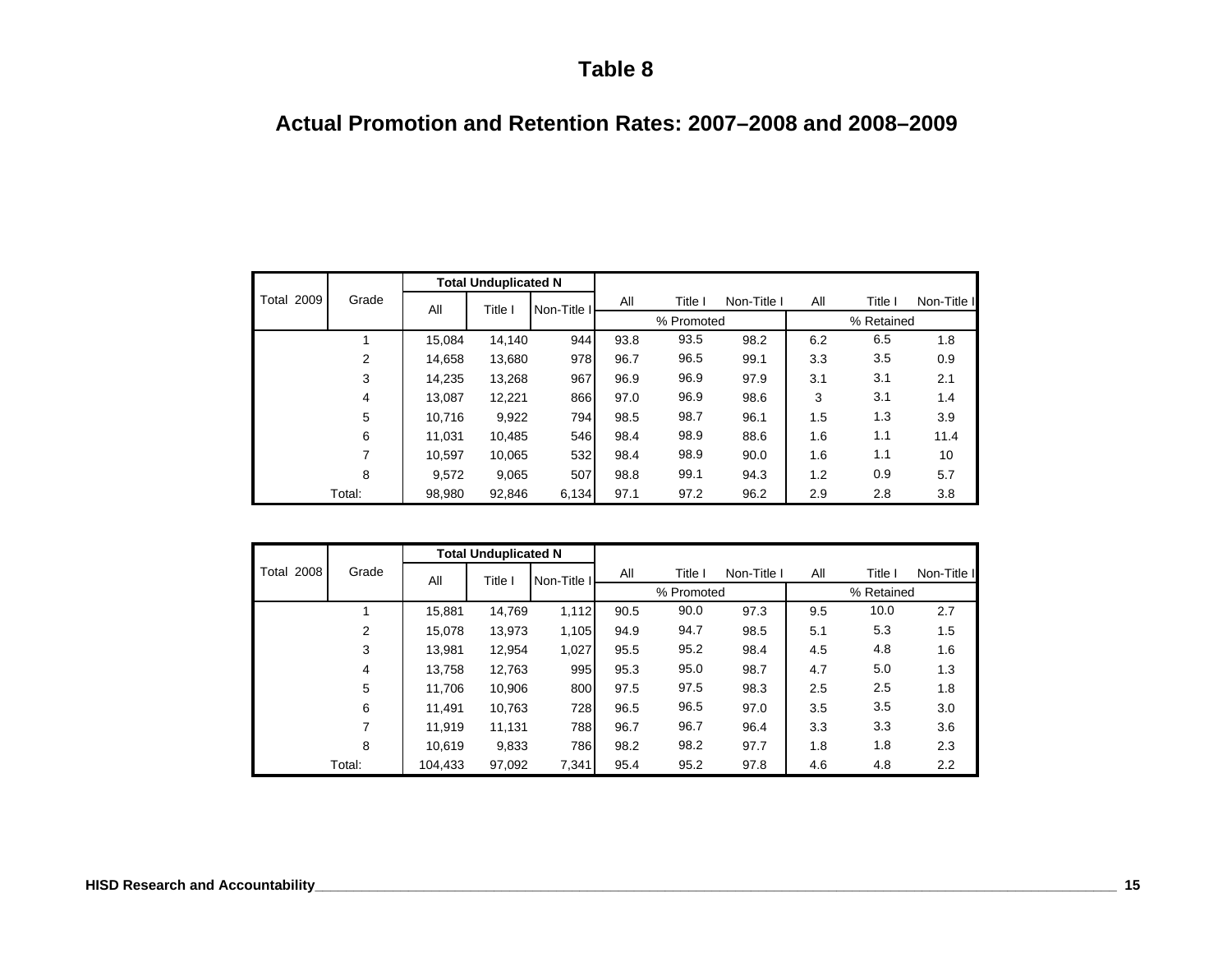# Table 8

## Actual Promotion and Retention Rates: 2007–2008 and 2008–2009

| Total 2009 | Grade | Total Unduplicated N | | | % Promoted | | | % Retained | | |
|---|---|---|---|---|---|---|---|---|---|---|
| | | All | Title I | Non-Title I | All | Title I | Non-Title I | All | Title I | Non-Title I |
| | 1 | 15,084 | 14,140 | 944 | 93.8 | 93.5 | 98.2 | 6.2 | 6.5 | 1.8 |
| | 2 | 14,658 | 13,680 | 978 | 96.7 | 96.5 | 99.1 | 3.3 | 3.5 | 0.9 |
| | 3 | 14,235 | 13,268 | 967 | 96.9 | 96.9 | 97.9 | 3.1 | 3.1 | 2.1 |
| | 4 | 13,087 | 12,221 | 866 | 97.0 | 96.9 | 98.6 | 3 | 3.1 | 1.4 |
| | 5 | 10,716 | 9,922 | 794 | 98.5 | 98.7 | 96.1 | 1.5 | 1.3 | 3.9 |
| | 6 | 11,031 | 10,485 | 546 | 98.4 | 98.9 | 88.6 | 1.6 | 1.1 | 11.4 |
| | 7 | 10,597 | 10,065 | 532 | 98.4 | 98.9 | 90.0 | 1.6 | 1.1 | 10 |
| | 8 | 9,572 | 9,065 | 507 | 98.8 | 99.1 | 94.3 | 1.2 | 0.9 | 5.7 |
| | Total: | 98,980 | 92,846 | 6,134 | 97.1 | 97.2 | 96.2 | 2.9 | 2.8 | 3.8 |

| Total 2008 | Grade | Total Unduplicated N | | | % Promoted | | | % Retained | | |
|---|---|---|---|---|---|---|---|---|---|---|
| | | All | Title I | Non-Title I | All | Title I | Non-Title I | All | Title I | Non-Title I |
| | 1 | 15,881 | 14,769 | 1,112 | 90.5 | 90.0 | 97.3 | 9.5 | 10.0 | 2.7 |
| | 2 | 15,078 | 13,973 | 1,105 | 94.9 | 94.7 | 98.5 | 5.1 | 5.3 | 1.5 |
| | 3 | 13,981 | 12,954 | 1,027 | 95.5 | 95.2 | 98.4 | 4.5 | 4.8 | 1.6 |
| | 4 | 13,758 | 12,763 | 995 | 95.3 | 95.0 | 98.7 | 4.7 | 5.0 | 1.3 |
| | 5 | 11,706 | 10,906 | 800 | 97.5 | 97.5 | 98.3 | 2.5 | 2.5 | 1.8 |
| | 6 | 11,491 | 10,763 | 728 | 96.5 | 96.5 | 97.0 | 3.5 | 3.5 | 3.0 |
| | 7 | 11,919 | 11,131 | 788 | 96.7 | 96.7 | 96.4 | 3.3 | 3.3 | 3.6 |
| | 8 | 10,619 | 9,833 | 786 | 98.2 | 98.2 | 97.7 | 1.8 | 1.8 | 2.3 |
| | Total: | 104,433 | 97,092 | 7,341 | 95.4 | 95.2 | 97.8 | 4.6 | 4.8 | 2.2 |